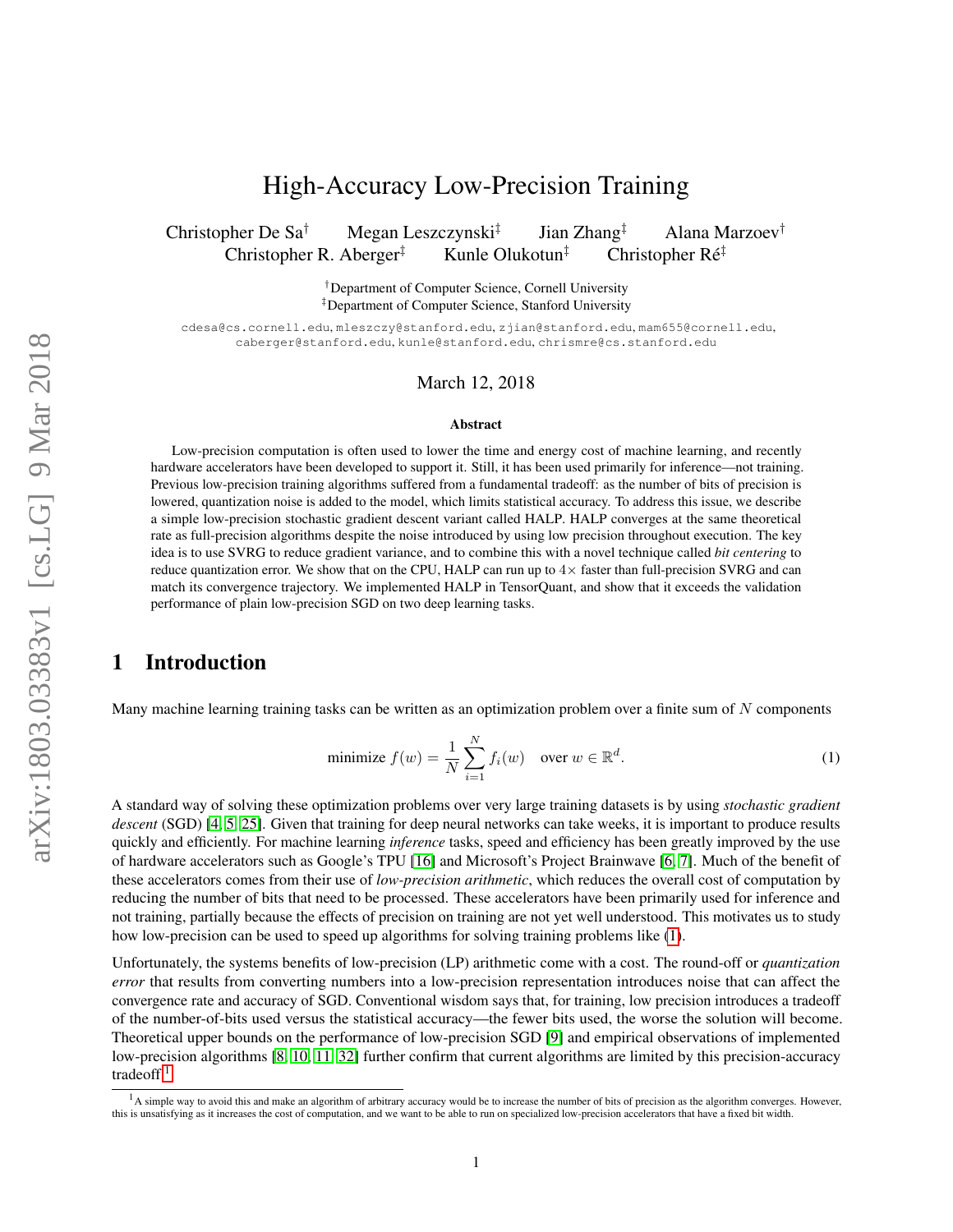# High-Accuracy Low-Precision Training

Christopher De Sa[†] Megan Leszczynski[‡] Jian Zhang[‡] Alana Marzoev[†]
Christopher R. Aberger[‡] Kunle Olukotun[‡] Christopher Ré[‡]

[†]Department of Computer Science, Cornell University
[‡]Department of Computer Science, Stanford University

cdesa@cs.cornell.edu, mleszczy@stanford.edu, zjian@stanford.edu, mam655@cornell.edu, caberger@stanford.edu, kunle@stanford.edu, chrismre@cs.stanford.edu

March 12, 2018

**Abstract**

Low-precision computation is often used to lower the time and energy cost of machine learning, and recently hardware accelerators have been developed to support it. Still, it has been used primarily for inference—not training. Previous low-precision training algorithms suffered from a fundamental tradeoff: as the number of bits of precision is lowered, quantization noise is added to the model, which limits statistical accuracy. To address this issue, we describe a simple low-precision stochastic gradient descent variant called HALP. HALP converges at the same theoretical rate as full-precision algorithms despite the noise introduced by using low precision throughout execution. The key idea is to use SVRG to reduce gradient variance, and to combine this with a novel technique called *bit centering* to reduce quantization error. We show that on the CPU, HALP can run up to $4\times$ faster than full-precision SVRG and can match its convergence trajectory. We implemented HALP in TensorQuant, and show that it exceeds the validation performance of plain low-precision SGD on two deep learning tasks.

## 1 Introduction

Many machine learning training tasks can be written as an optimization problem over a finite sum of $N$ components

$$\text{minimize } f(w) = \frac{1}{N}\sum_{i=1}^{N} f_i(w) \quad \text{over } w \in \mathbb{R}^d. \tag{1}$$

A standard way of solving these optimization problems over very large training datasets is by using *stochastic gradient descent* (SGD) [4, 5, 25]. Given that training for deep neural networks can take weeks, it is important to produce results quickly and efficiently. For machine learning *inference* tasks, speed and efficiency has been greatly improved by the use of hardware accelerators such as Google's TPU [16] and Microsoft's Project Brainwave [6, 7]. Much of the benefit of these accelerators comes from their use of *low-precision arithmetic*, which reduces the overall cost of computation by reducing the number of bits that need to be processed. These accelerators have been primarily used for inference and not training, partially because the effects of precision on training are not yet well understood. This motivates us to study how low-precision can be used to speed up algorithms for solving training problems like (1).

Unfortunately, the systems benefits of low-precision (LP) arithmetic come with a cost. The round-off or *quantization error* that results from converting numbers into a low-precision representation introduces noise that can affect the convergence rate and accuracy of SGD. Conventional wisdom says that, for training, low precision introduces a tradeoff of the number-of-bits used versus the statistical accuracy—the fewer bits used, the worse the solution will become. Theoretical upper bounds on the performance of low-precision SGD [9] and empirical observations of implemented low-precision algorithms [8, 10, 11, 32] further confirm that current algorithms are limited by this precision-accuracy tradeoff.[1]

[1]A simple way to avoid this and make an algorithm of arbitrary accuracy would be to increase the number of bits of precision as the algorithm converges. However, this is unsatisfying as it increases the cost of computation, and we want to be able to run on specialized low-precision accelerators that have a fixed bit width.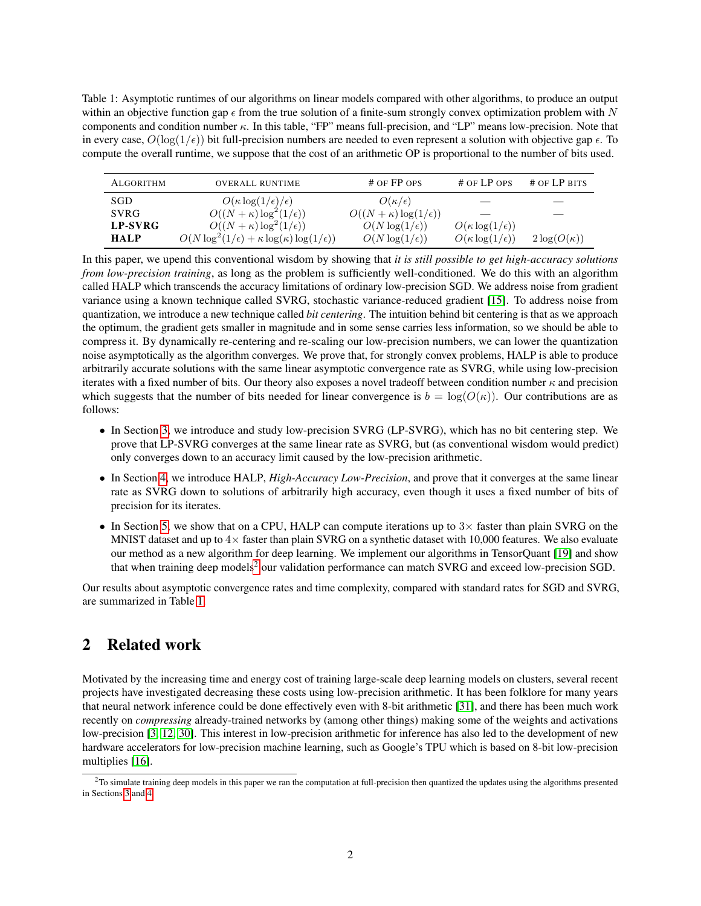Table 1: Asymptotic runtimes of our algorithms on linear models compared with other algorithms, to produce an output within an objective function gap $\epsilon$ from the true solution of a finite-sum strongly convex optimization problem with $N$ components and condition number $\kappa$. In this table, "FP" means full-precision, and "LP" means low-precision. Note that in every case, $O(\log(1/\epsilon))$ bit full-precision numbers are needed to even represent a solution with objective gap $\epsilon$. To compute the overall runtime, we suppose that the cost of an arithmetic OP is proportional to the number of bits used.

| Algorithm | overall runtime | # of FP ops | # of LP ops | # of LP bits |
|---|---|---|---|---|
| SGD | $O(\kappa \log(1/\epsilon)/\epsilon)$ | $O(\kappa/\epsilon)$ | — | — |
| SVRG | $O((N+\kappa)\log^2(1/\epsilon))$ | $O((N+\kappa)\log(1/\epsilon))$ | — | — |
| **LP-SVRG** | $O((N+\kappa)\log^2(1/\epsilon))$ | $O(N\log(1/\epsilon))$ | $O(\kappa \log(1/\epsilon))$ | |
| **HALP** | $O(N\log^2(1/\epsilon) + \kappa \log(\kappa)\log(1/\epsilon))$ | $O(N\log(1/\epsilon))$ | $O(\kappa \log(1/\epsilon))$ | $2\log(O(\kappa))$ |

In this paper, we upend this conventional wisdom by showing that *it is still possible to get high-accuracy solutions from low-precision training*, as long as the problem is sufficiently well-conditioned. We do this with an algorithm called HALP which transcends the accuracy limitations of ordinary low-precision SGD. We address noise from gradient variance using a known technique called SVRG, stochastic variance-reduced gradient [15]. To address noise from quantization, we introduce a new technique called *bit centering*. The intuition behind bit centering is that as we approach the optimum, the gradient gets smaller in magnitude and in some sense carries less information, so we should be able to compress it. By dynamically re-centering and re-scaling our low-precision numbers, we can lower the quantization noise asymptotically as the algorithm converges. We prove that, for strongly convex problems, HALP is able to produce arbitrarily accurate solutions with the same linear asymptotic convergence rate as SVRG, while using low-precision iterates with a fixed number of bits. Our theory also exposes a novel tradeoff between condition number $\kappa$ and precision which suggests that the number of bits needed for linear convergence is $b = \log(O(\kappa))$. Our contributions are as follows:

- In Section 3, we introduce and study low-precision SVRG (LP-SVRG), which has no bit centering step. We prove that LP-SVRG converges at the same linear rate as SVRG, but (as conventional wisdom would predict) only converges down to an accuracy limit caused by the low-precision arithmetic.
- In Section 4, we introduce HALP, *High-Accuracy Low-Precision*, and prove that it converges at the same linear rate as SVRG down to solutions of arbitrarily high accuracy, even though it uses a fixed number of bits of precision for its iterates.
- In Section 5, we show that on a CPU, HALP can compute iterations up to $3\times$ faster than plain SVRG on the MNIST dataset and up to $4\times$ faster than plain SVRG on a synthetic dataset with 10,000 features. We also evaluate our method as a new algorithm for deep learning. We implement our algorithms in TensorQuant [19] and show that when training deep models[2] our validation performance can match SVRG and exceed low-precision SGD.

Our results about asymptotic convergence rates and time complexity, compared with standard rates for SGD and SVRG, are summarized in Table 1.

## 2 Related work

Motivated by the increasing time and energy cost of training large-scale deep learning models on clusters, several recent projects have investigated decreasing these costs using low-precision arithmetic. It has been folklore for many years that neural network inference could be done effectively even with 8-bit arithmetic [31], and there has been much work recently on *compressing* already-trained networks by (among other things) making some of the weights and activations low-precision [3, 12, 30]. This interest in low-precision arithmetic for inference has also led to the development of new hardware accelerators for low-precision machine learning, such as Google's TPU which is based on 8-bit low-precision multiplies [16].

[2] To simulate training deep models in this paper we ran the computation at full-precision then quantized the updates using the algorithms presented in Sections 3 and 4.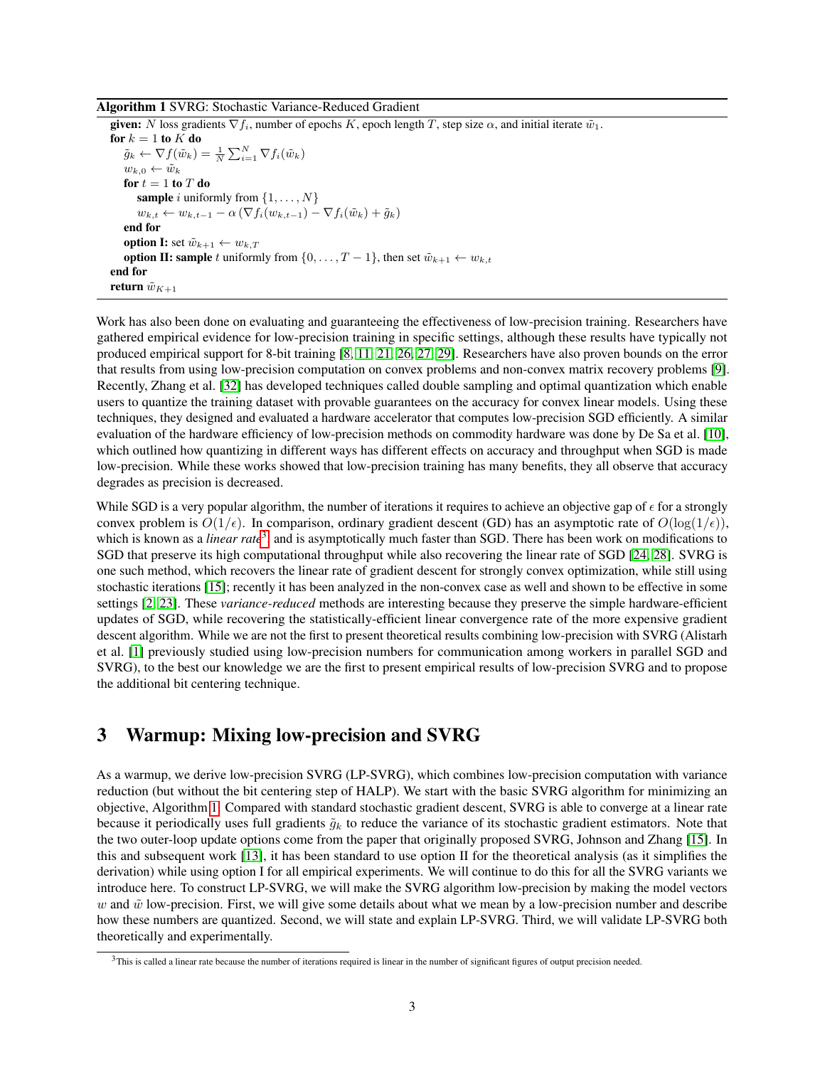**Algorithm 1** SVRG: Stochastic Variance-Reduced Gradient

**given:** $N$ loss gradients $\nabla f_i$, number of epochs $K$, epoch length $T$, step size $\alpha$, and initial iterate $\tilde{w}_1$.
**for** $k = 1$ **to** $K$ **do**
  $\tilde{g}_k \leftarrow \nabla f(\tilde{w}_k) = \frac{1}{N} \sum_{i=1}^{N} \nabla f_i(\tilde{w}_k)$
  $w_{k,0} \leftarrow \tilde{w}_k$
  **for** $t = 1$ **to** $T$ **do**
    **sample** $i$ uniformly from $\{1, \ldots, N\}$
    $w_{k,t} \leftarrow w_{k,t-1} - \alpha \left( \nabla f_i(w_{k,t-1}) - \nabla f_i(\tilde{w}_k) + \tilde{g}_k \right)$
  **end for**
  **option I:** set $\tilde{w}_{k+1} \leftarrow w_{k,T}$
  **option II: sample** $t$ uniformly from $\{0, \ldots, T-1\}$, then set $\tilde{w}_{k+1} \leftarrow w_{k,t}$
**end for**
**return** $\tilde{w}_{K+1}$

Work has also been done on evaluating and guaranteeing the effectiveness of low-precision training. Researchers have gathered empirical evidence for low-precision training in specific settings, although these results have typically not produced empirical support for 8-bit training [8, 11, 21, 26, 27, 29]. Researchers have also proven bounds on the error that results from using low-precision computation on convex problems and non-convex matrix recovery problems [9]. Recently, Zhang et al. [32] has developed techniques called double sampling and optimal quantization which enable users to quantize the training dataset with provable guarantees on the accuracy for convex linear models. Using these techniques, they designed and evaluated a hardware accelerator that computes low-precision SGD efficiently. A similar evaluation of the hardware efficiency of low-precision methods on commodity hardware was done by De Sa et al. [10], which outlined how quantizing in different ways has different effects on accuracy and throughput when SGD is made low-precision. While these works showed that low-precision training has many benefits, they all observe that accuracy degrades as precision is decreased.

While SGD is a very popular algorithm, the number of iterations it requires to achieve an objective gap of $\epsilon$ for a strongly convex problem is $O(1/\epsilon)$. In comparison, ordinary gradient descent (GD) has an asymptotic rate of $O(\log(1/\epsilon))$, which is known as a *linear rate*[3] and is asymptotically much faster than SGD. There has been work on modifications to SGD that preserve its high computational throughput while also recovering the linear rate of SGD [24, 28]. SVRG is one such method, which recovers the linear rate of gradient descent for strongly convex optimization, while still using stochastic iterations [15]; recently it has been analyzed in the non-convex case as well and shown to be effective in some settings [2, 23]. These *variance-reduced* methods are interesting because they preserve the simple hardware-efficient updates of SGD, while recovering the statistically-efficient linear convergence rate of the more expensive gradient descent algorithm. While we are not the first to present theoretical results combining low-precision with SVRG (Alistarh et al. [1] previously studied using low-precision numbers for communication among workers in parallel SGD and SVRG), to the best our knowledge we are the first to present empirical results of low-precision SVRG and to propose the additional bit centering technique.

# 3 Warmup: Mixing low-precision and SVRG

As a warmup, we derive low-precision SVRG (LP-SVRG), which combines low-precision computation with variance reduction (but without the bit centering step of HALP). We start with the basic SVRG algorithm for minimizing an objective, Algorithm 1. Compared with standard stochastic gradient descent, SVRG is able to converge at a linear rate because it periodically uses full gradients $\tilde{g}_k$ to reduce the variance of its stochastic gradient estimators. Note that the two outer-loop update options come from the paper that originally proposed SVRG, Johnson and Zhang [15]. In this and subsequent work [13], it has been standard to use option II for the theoretical analysis (as it simplifies the derivation) while using option I for all empirical experiments. We will continue to do this for all the SVRG variants we introduce here. To construct LP-SVRG, we will make the SVRG algorithm low-precision by making the model vectors $w$ and $\tilde{w}$ low-precision. First, we will give some details about what we mean by a low-precision number and describe how these numbers are quantized. Second, we will state and explain LP-SVRG. Third, we will validate LP-SVRG both theoretically and experimentally.

[3] This is called a linear rate because the number of iterations required is linear in the number of significant figures of output precision needed.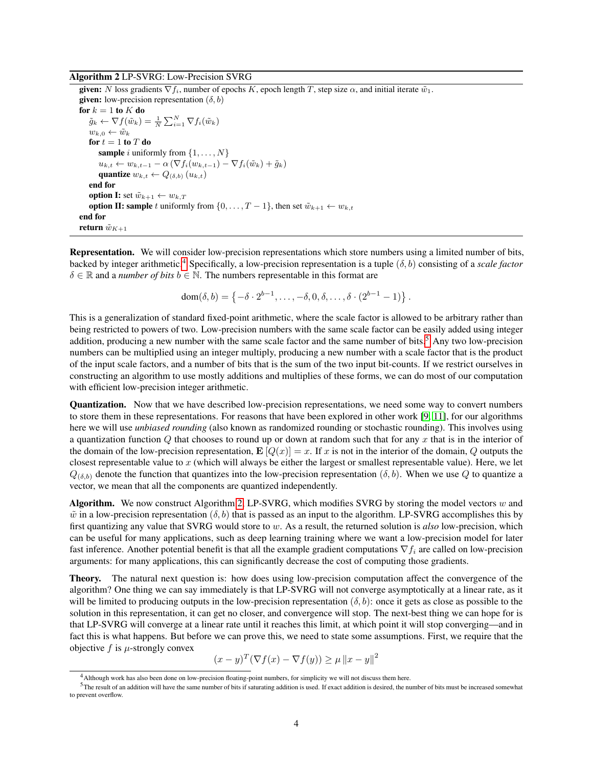**Algorithm 2** LP-SVRG: Low-Precision SVRG

```
given: N loss gradients ∇f_i, number of epochs K, epoch length T, step size α, and initial iterate w̃_1.
given: low-precision representation (δ, b)
for k = 1 to K do
    g̃_k ← ∇f(w̃_k) = (1/N) Σ_{i=1}^N ∇f_i(w̃_k)
    w_{k,0} ← w̃_k
    for t = 1 to T do
        sample i uniformly from {1, ..., N}
        u_{k,t} ← w_{k,t-1} − α (∇f_i(w_{k,t-1}) − ∇f_i(w̃_k) + g̃_k)
        quantize w_{k,t} ← Q_{(δ,b)}(u_{k,t})
    end for
    option I: set w̃_{k+1} ← w_{k,T}
    option II: sample t uniformly from {0, ..., T − 1}, then set w̃_{k+1} ← w_{k,t}
end for
return w̃_{K+1}
```

**Representation.** We will consider low-precision representations which store numbers using a limited number of bits, backed by integer arithmetic.[4] Specifically, a low-precision representation is a tuple $(\delta, b)$ consisting of a *scale factor* $\delta \in \mathbb{R}$ and a *number of bits* $b \in \mathbb{N}$. The numbers representable in this format are

$$\operatorname{dom}(\delta, b) = \left\{ -\delta \cdot 2^{b-1}, \ldots, -\delta, 0, \delta, \ldots, \delta \cdot (2^{b-1} - 1) \right\}.$$

This is a generalization of standard fixed-point arithmetic, where the scale factor is allowed to be arbitrary rather than being restricted to powers of two. Low-precision numbers with the same scale factor can be easily added using integer addition, producing a new number with the same scale factor and the same number of bits.[5] Any two low-precision numbers can be multiplied using an integer multiply, producing a new number with a scale factor that is the product of the input scale factors, and a number of bits that is the sum of the two input bit-counts. If we restrict ourselves in constructing an algorithm to use mostly additions and multiplies of these forms, we can do most of our computation with efficient low-precision integer arithmetic.

**Quantization.** Now that we have described low-precision representations, we need some way to convert numbers to store them in these representations. For reasons that have been explored in other work [9, 11], for our algorithms here we will use *unbiased rounding* (also known as randomized rounding or stochastic rounding). This involves using a quantization function $Q$ that chooses to round up or down at random such that for any $x$ that is in the interior of the domain of the low-precision representation, $\mathbf{E}[Q(x)] = x$. If $x$ is not in the interior of the domain, $Q$ outputs the closest representable value to $x$ (which will always be either the largest or smallest representable value). Here, we let $Q_{(\delta,b)}$ denote the function that quantizes into the low-precision representation $(\delta, b)$. When we use $Q$ to quantize a vector, we mean that all the components are quantized independently.

**Algorithm.** We now construct Algorithm 2, LP-SVRG, which modifies SVRG by storing the model vectors $w$ and $\tilde{w}$ in a low-precision representation $(\delta, b)$ that is passed as an input to the algorithm. LP-SVRG accomplishes this by first quantizing any value that SVRG would store to $w$. As a result, the returned solution is *also* low-precision, which can be useful for many applications, such as deep learning training where we want a low-precision model for later fast inference. Another potential benefit is that all the example gradient computations $\nabla f_i$ are called on low-precision arguments: for many applications, this can significantly decrease the cost of computing those gradients.

**Theory.** The natural next question is: how does using low-precision computation affect the convergence of the algorithm? One thing we can say immediately is that LP-SVRG will not converge asymptotically at a linear rate, as it will be limited to producing outputs in the low-precision representation $(\delta, b)$: once it gets as close as possible to the solution in this representation, it can get no closer, and convergence will stop. The next-best thing we can hope for is that LP-SVRG will converge at a linear rate until it reaches this limit, at which point it will stop converging—and in fact this is what happens. But before we can prove this, we need to state some assumptions. First, we require that the objective $f$ is $\mu$-strongly convex

$$(x - y)^T (\nabla f(x) - \nabla f(y)) \geq \mu \|x - y\|^2$$

[4] Although work has also been done on low-precision floating-point numbers, for simplicity we will not discuss them here.

[5] The result of an addition will have the same number of bits if saturating addition is used. If exact addition is desired, the number of bits must be increased somewhat to prevent overflow.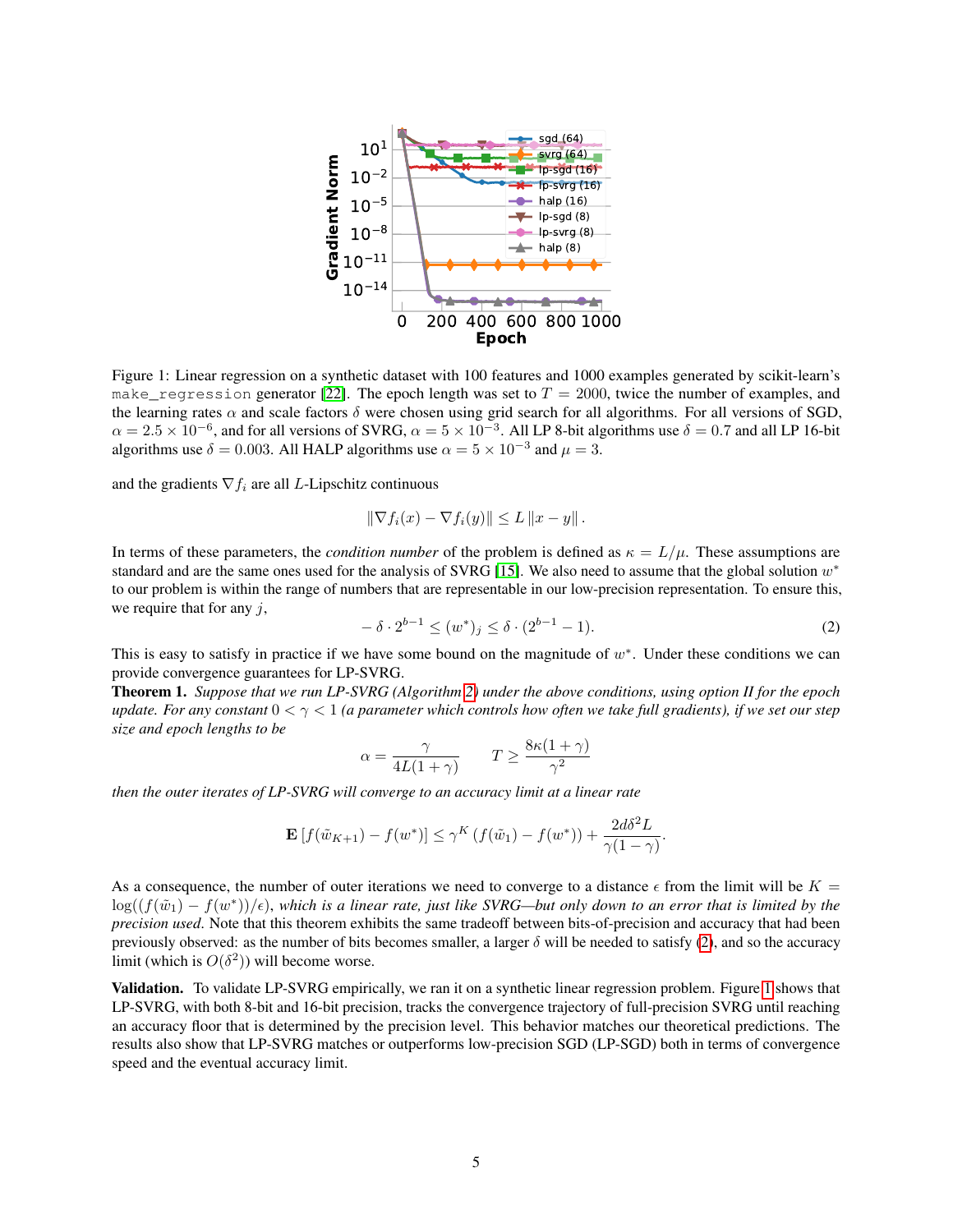Figure 1: Linear regression on a synthetic dataset with 100 features and 1000 examples generated by scikit-learn's `make_regression` generator [22]. The epoch length was set to $T = 2000$, twice the number of examples, and the learning rates $\alpha$ and scale factors $\delta$ were chosen using grid search for all algorithms. For all versions of SGD, $\alpha = 2.5 \times 10^{-6}$, and for all versions of SVRG, $\alpha = 5 \times 10^{-3}$. All LP 8-bit algorithms use $\delta = 0.7$ and all LP 16-bit algorithms use $\delta = 0.003$. All HALP algorithms use $\alpha = 5 \times 10^{-3}$ and $\mu = 3$.

and the gradients $\nabla f_i$ are all $L$-Lipschitz continuous

$$\|\nabla f_i(x) - \nabla f_i(y)\| \leq L \|x - y\| .$$

In terms of these parameters, the *condition number* of the problem is defined as $\kappa = L/\mu$. These assumptions are standard and are the same ones used for the analysis of SVRG [15]. We also need to assume that the global solution $w^*$ to our problem is within the range of numbers that are representable in our low-precision representation. To ensure this, we require that for any $j$,

$$-\delta \cdot 2^{b-1} \leq (w^*)_j \leq \delta \cdot (2^{b-1} - 1). \tag{2}$$

This is easy to satisfy in practice if we have some bound on the magnitude of $w^*$. Under these conditions we can provide convergence guarantees for LP-SVRG.

**Theorem 1.** *Suppose that we run LP-SVRG (Algorithm 2) under the above conditions, using option II for the epoch update. For any constant $0 < \gamma < 1$ (a parameter which controls how often we take full gradients), if we set our step size and epoch lengths to be*

$$\alpha = \frac{\gamma}{4L(1+\gamma)} \qquad T \geq \frac{8\kappa(1+\gamma)}{\gamma^2}$$

*then the outer iterates of LP-SVRG will converge to an accuracy limit at a linear rate*

$$\mathbf{E}\left[f(\tilde{w}_{K+1}) - f(w^*)\right] \leq \gamma^K \left(f(\tilde{w}_1) - f(w^*)\right) + \frac{2d\delta^2 L}{\gamma(1-\gamma)}.$$

*As a consequence, the number of outer iterations we need to converge to a distance $\epsilon$ from the limit will be $K = \log((f(\tilde{w}_1) - f(w^*))/\epsilon)$, which is a linear rate, just like SVRG—but only down to an error that is limited by the precision used.* Note that this theorem exhibits the same tradeoff between bits-of-precision and accuracy that had been previously observed: as the number of bits becomes smaller, a larger $\delta$ will be needed to satisfy (2), and so the accuracy limit (which is $O(\delta^2)$) will become worse.

**Validation.** To validate LP-SVRG empirically, we ran it on a synthetic linear regression problem. Figure 1 shows that LP-SVRG, with both 8-bit and 16-bit precision, tracks the convergence trajectory of full-precision SVRG until reaching an accuracy floor that is determined by the precision level. This behavior matches our theoretical predictions. The results also show that LP-SVRG matches or outperforms low-precision SGD (LP-SGD) both in terms of convergence speed and the eventual accuracy limit.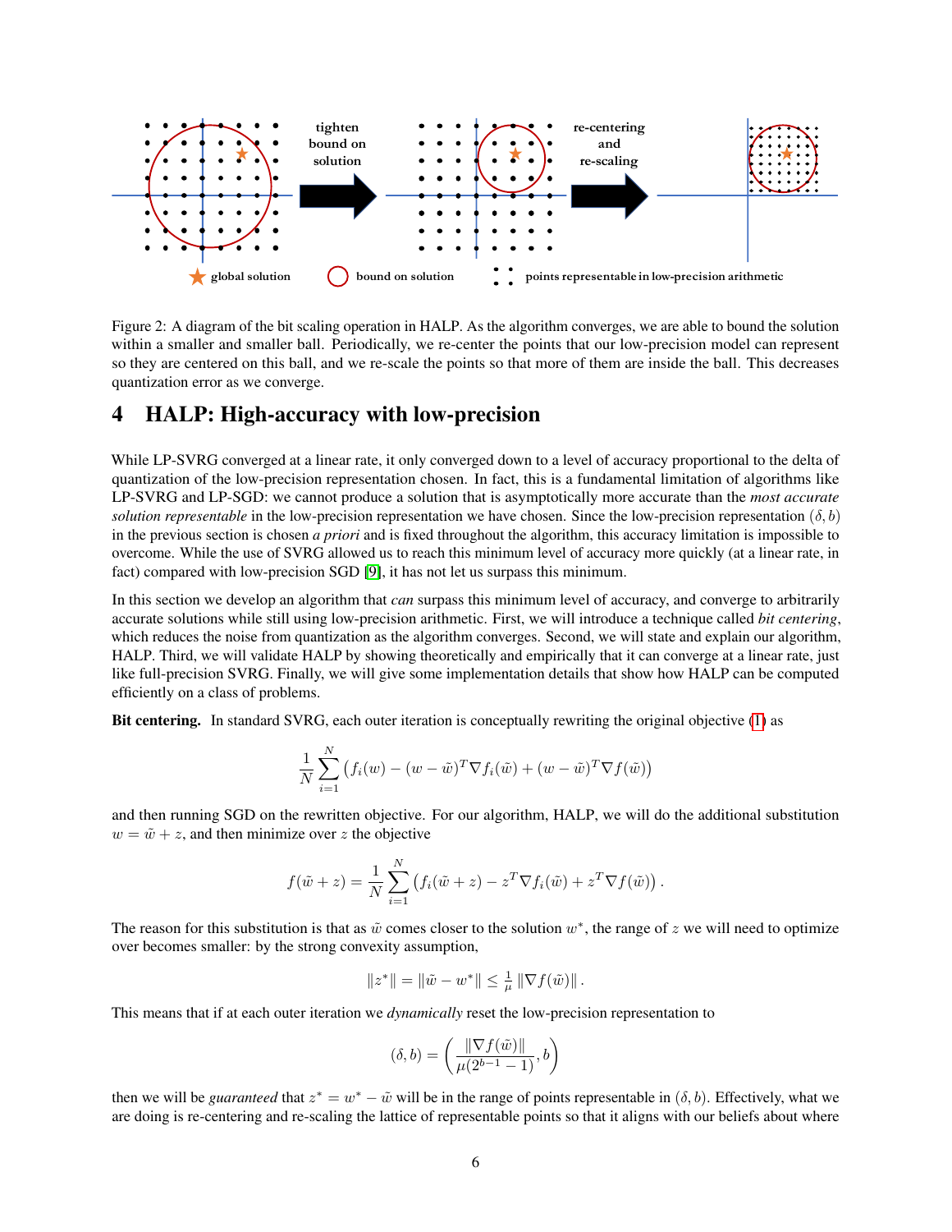Figure 2: A diagram of the bit scaling operation in HALP. As the algorithm converges, we are able to bound the solution within a smaller and smaller ball. Periodically, we re-center the points that our low-precision model can represent so they are centered on this ball, and we re-scale the points so that more of them are inside the ball. This decreases quantization error as we converge.

# 4 HALP: High-accuracy with low-precision

While LP-SVRG converged at a linear rate, it only converged down to a level of accuracy proportional to the delta of quantization of the low-precision representation chosen. In fact, this is a fundamental limitation of algorithms like LP-SVRG and LP-SGD: we cannot produce a solution that is asymptotically more accurate than the *most accurate solution representable* in the low-precision representation we have chosen. Since the low-precision representation $(\delta, b)$ in the previous section is chosen *a priori* and is fixed throughout the algorithm, this accuracy limitation is impossible to overcome. While the use of SVRG allowed us to reach this minimum level of accuracy more quickly (at a linear rate, in fact) compared with low-precision SGD [9], it has not let us surpass this minimum.

In this section we develop an algorithm that *can* surpass this minimum level of accuracy, and converge to arbitrarily accurate solutions while still using low-precision arithmetic. First, we will introduce a technique called *bit centering*, which reduces the noise from quantization as the algorithm converges. Second, we will state and explain our algorithm, HALP. Third, we will validate HALP by showing theoretically and empirically that it can converge at a linear rate, just like full-precision SVRG. Finally, we will give some implementation details that show how HALP can be computed efficiently on a class of problems.

**Bit centering.** In standard SVRG, each outer iteration is conceptually rewriting the original objective (1) as

$$\frac{1}{N}\sum_{i=1}^{N}\left(f_i(w) - (w-\tilde{w})^T\nabla f_i(\tilde{w}) + (w-\tilde{w})^T\nabla f(\tilde{w})\right)$$

and then running SGD on the rewritten objective. For our algorithm, HALP, we will do the additional substitution $w = \tilde{w} + z$, and then minimize over $z$ the objective

$$f(\tilde{w}+z) = \frac{1}{N}\sum_{i=1}^{N}\left(f_i(\tilde{w}+z) - z^T\nabla f_i(\tilde{w}) + z^T\nabla f(\tilde{w})\right).$$

The reason for this substitution is that as $\tilde{w}$ comes closer to the solution $w^*$, the range of $z$ we will need to optimize over becomes smaller: by the strong convexity assumption,

$$\|z^*\| = \|\tilde{w} - w^*\| \leq \tfrac{1}{\mu}\|\nabla f(\tilde{w})\|.$$

This means that if at each outer iteration we *dynamically* reset the low-precision representation to

$$(\delta, b) = \left(\frac{\|\nabla f(\tilde{w})\|}{\mu(2^{b-1}-1)}, b\right)$$

then we will be *guaranteed* that $z^* = w^* - \tilde{w}$ will be in the range of points representable in $(\delta, b)$. Effectively, what we are doing is re-centering and re-scaling the lattice of representable points so that it aligns with our beliefs about where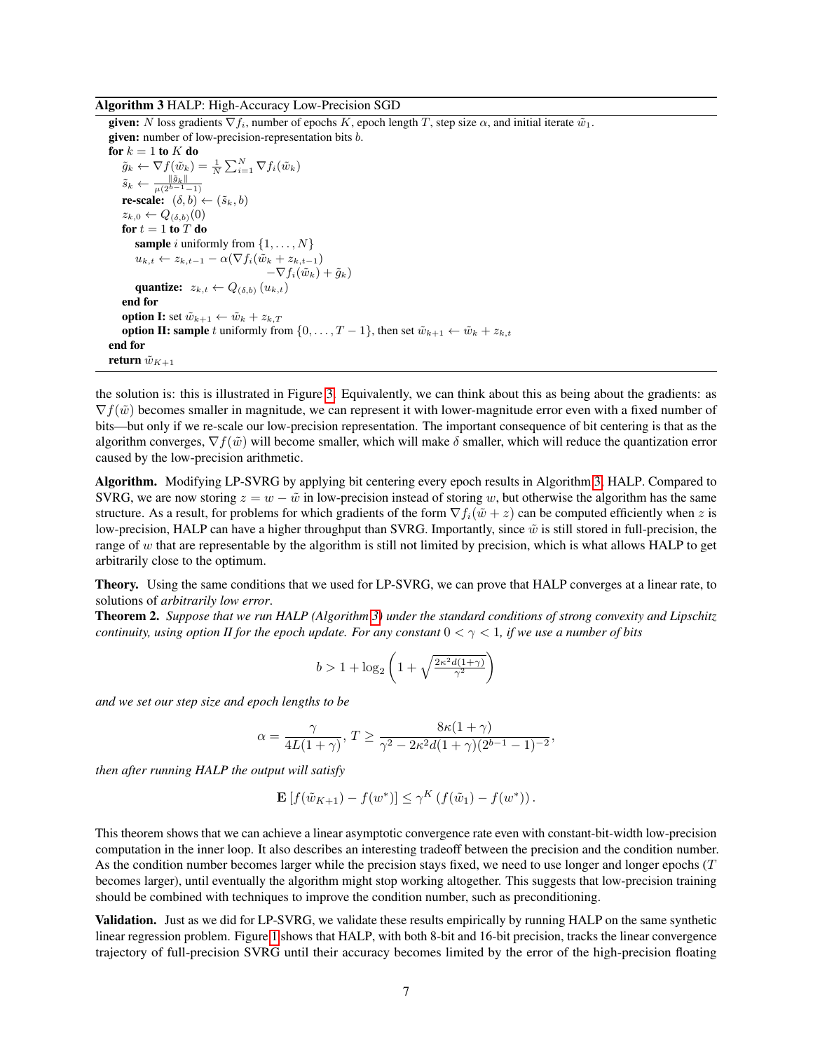**Algorithm 3** HALP: High-Accuracy Low-Precision SGD

**given:** $N$ loss gradients $\nabla f_i$, number of epochs $K$, epoch length $T$, step size $\alpha$, and initial iterate $\tilde{w}_1$.
**given:** number of low-precision-representation bits $b$.
**for** $k = 1$ **to** $K$ **do**
  $\tilde{g}_k \leftarrow \nabla f(\tilde{w}_k) = \frac{1}{N} \sum_{i=1}^{N} \nabla f_i(\tilde{w}_k)$
  $\tilde{s}_k \leftarrow \frac{\|\tilde{g}_k\|}{\mu(2^{b-1}-1)}$
  **re-scale:** $(\delta, b) \leftarrow (\tilde{s}_k, b)$
  $z_{k,0} \leftarrow Q_{(\delta,b)}(0)$
  **for** $t = 1$ **to** $T$ **do**
    **sample** $i$ uniformly from $\{1, \ldots, N\}$
    $u_{k,t} \leftarrow z_{k,t-1} - \alpha(\nabla f_i(\tilde{w}_k + z_{k,t-1}) - \nabla f_i(\tilde{w}_k) + \tilde{g}_k)$
    **quantize:** $z_{k,t} \leftarrow Q_{(\delta,b)}(u_{k,t})$
  **end for**
  **option I:** set $\tilde{w}_{k+1} \leftarrow \tilde{w}_k + z_{k,T}$
  **option II: sample** $t$ uniformly from $\{0, \ldots, T-1\}$, then set $\tilde{w}_{k+1} \leftarrow \tilde{w}_k + z_{k,t}$
**end for**
**return** $\tilde{w}_{K+1}$

the solution is: this is illustrated in Figure 3. Equivalently, we can think about this as being about the gradients: as $\nabla f(\tilde{w})$ becomes smaller in magnitude, we can represent it with lower-magnitude error even with a fixed number of bits—but only if we re-scale our low-precision representation. The important consequence of bit centering is that as the algorithm converges, $\nabla f(\tilde{w})$ will become smaller, which will make $\delta$ smaller, which will reduce the quantization error caused by the low-precision arithmetic.

**Algorithm.** Modifying LP-SVRG by applying bit centering every epoch results in Algorithm 3, HALP. Compared to SVRG, we are now storing $z = w - \tilde{w}$ in low-precision instead of storing $w$, but otherwise the algorithm has the same structure. As a result, for problems for which gradients of the form $\nabla f_i(\tilde{w} + z)$ can be computed efficiently when $z$ is low-precision, HALP can have a higher throughput than SVRG. Importantly, since $\tilde{w}$ is still stored in full-precision, the range of $w$ that are representable by the algorithm is still not limited by precision, which is what allows HALP to get arbitrarily close to the optimum.

**Theory.** Using the same conditions that we used for LP-SVRG, we can prove that HALP converges at a linear rate, to solutions of *arbitrarily low error*.

**Theorem 2.** *Suppose that we run HALP (Algorithm 3) under the standard conditions of strong convexity and Lipschitz continuity, using option II for the epoch update. For any constant $0 < \gamma < 1$, if we use a number of bits*

$$b > 1 + \log_2\left(1 + \sqrt{\frac{2\kappa^2 d(1+\gamma)}{\gamma^2}}\right)$$

*and we set our step size and epoch lengths to be*

$$\alpha = \frac{\gamma}{4L(1+\gamma)},\ T \geq \frac{8\kappa(1+\gamma)}{\gamma^2 - 2\kappa^2 d(1+\gamma)(2^{b-1}-1)^{-2}},$$

*then after running HALP the output will satisfy*

$$\mathbf{E}\left[f(\tilde{w}_{K+1}) - f(w^*)\right] \leq \gamma^K \left(f(\tilde{w}_1) - f(w^*)\right).$$

This theorem shows that we can achieve a linear asymptotic convergence rate even with constant-bit-width low-precision computation in the inner loop. It also describes an interesting tradeoff between the precision and the condition number. As the condition number becomes larger while the precision stays fixed, we need to use longer and longer epochs ($T$ becomes larger), until eventually the algorithm might stop working altogether. This suggests that low-precision training should be combined with techniques to improve the condition number, such as preconditioning.

**Validation.** Just as we did for LP-SVRG, we validate these results empirically by running HALP on the same synthetic linear regression problem. Figure 1 shows that HALP, with both 8-bit and 16-bit precision, tracks the linear convergence trajectory of full-precision SVRG until their accuracy becomes limited by the error of the high-precision floating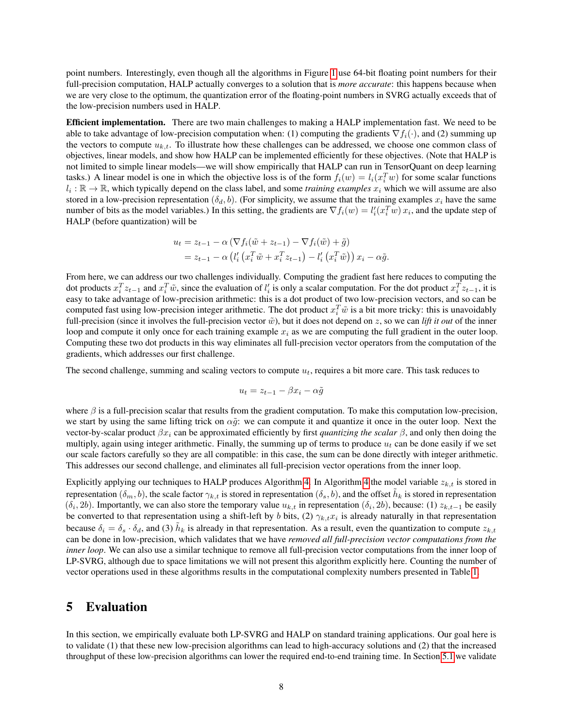point numbers. Interestingly, even though all the algorithms in Figure 1 use 64-bit floating point numbers for their full-precision computation, HALP actually converges to a solution that is *more accurate*: this happens because when we are very close to the optimum, the quantization error of the floating-point numbers in SVRG actually exceeds that of the low-precision numbers used in HALP.

**Efficient implementation.** There are two main challenges to making a HALP implementation fast. We need to be able to take advantage of low-precision computation when: (1) computing the gradients $\nabla f_i(\cdot)$, and (2) summing up the vectors to compute $u_{k,t}$. To illustrate how these challenges can be addressed, we choose one common class of objectives, linear models, and show how HALP can be implemented efficiently for these objectives. (Note that HALP is not limited to simple linear models—we will show empirically that HALP can run in TensorQuant on deep learning tasks.) A linear model is one in which the objective loss is of the form $f_i(w) = l_i(x_i^T w)$ for some scalar functions $l_i : \mathbb{R} \to \mathbb{R}$, which typically depend on the class label, and some *training examples* $x_i$ which we will assume are also stored in a low-precision representation $(\delta_d, b)$. (For simplicity, we assume that the training examples $x_i$ have the same number of bits as the model variables.) In this setting, the gradients are $\nabla f_i(w) = l_i'(x_i^T w)\, x_i$, and the update step of HALP (before quantization) will be

$$
\begin{aligned}
u_t &= z_{t-1} - \alpha \left( \nabla f_i(\tilde{w} + z_{t-1}) - \nabla f_i(\tilde{w}) + \tilde{g} \right) \\
&= z_{t-1} - \alpha \left( l_i' \left( x_i^T \tilde{w} + x_i^T z_{t-1} \right) - l_i' \left( x_i^T \tilde{w} \right) \right) x_i - \alpha \tilde{g}.
\end{aligned}
$$

From here, we can address our two challenges individually. Computing the gradient fast here reduces to computing the dot products $x_i^T z_{t-1}$ and $x_i^T \tilde{w}$, since the evaluation of $l_i'$ is only a scalar computation. For the dot product $x_i^T z_{t-1}$, it is easy to take advantage of low-precision arithmetic: this is a dot product of two low-precision vectors, and so can be computed fast using low-precision integer arithmetic. The dot product $x_i^T \tilde{w}$ is a bit more tricky: this is unavoidably full-precision (since it involves the full-precision vector $\tilde{w}$), but it does not depend on $z$, so we can *lift it out* of the inner loop and compute it only once for each training example $x_i$ as we are computing the full gradient in the outer loop. Computing these two dot products in this way eliminates all full-precision vector operators from the computation of the gradients, which addresses our first challenge.

The second challenge, summing and scaling vectors to compute $u_t$, requires a bit more care. This task reduces to

$$
u_t = z_{t-1} - \beta x_i - \alpha \tilde{g}
$$

where $\beta$ is a full-precision scalar that results from the gradient computation. To make this computation low-precision, we start by using the same lifting trick on $\alpha \tilde{g}$: we can compute it and quantize it once in the outer loop. Next the vector-by-scalar product $\beta x_i$ can be approximated efficiently by first *quantizing the scalar* $\beta$, and only then doing the multiply, again using integer arithmetic. Finally, the summing up of terms to produce $u_t$ can be done easily if we set our scale factors carefully so they are all compatible: in this case, the sum can be done directly with integer arithmetic. This addresses our second challenge, and eliminates all full-precision vector operations from the inner loop.

Explicitly applying our techniques to HALP produces Algorithm 4. In Algorithm 4 the model variable $z_{k,t}$ is stored in representation $(\delta_m, b)$, the scale factor $\gamma_{k,t}$ is stored in representation $(\delta_s, b)$, and the offset $\tilde{h}_k$ is stored in representation $(\delta_i, 2b)$. Importantly, we can also store the temporary value $u_{k,t}$ in representation $(\delta_i, 2b)$, because: (1) $z_{k,t-1}$ be easily be converted to that representation using a shift-left by $b$ bits, (2) $\gamma_{k,t} x_i$ is already naturally in that representation because $\delta_i = \delta_s \cdot \delta_d$, and (3) $\tilde{h}_k$ is already in that representation. As a result, even the quantization to compute $z_{k,t}$ can be done in low-precision, which validates that we have *removed all full-precision vector computations from the inner loop*. We can also use a similar technique to remove all full-precision vector computations from the inner loop of LP-SVRG, although due to space limitations we will not present this algorithm explicitly here. Counting the number of vector operations used in these algorithms results in the computational complexity numbers presented in Table 1.

# 5 Evaluation

In this section, we empirically evaluate both LP-SVRG and HALP on standard training applications. Our goal here is to validate (1) that these new low-precision algorithms can lead to high-accuracy solutions and (2) that the increased throughput of these low-precision algorithms can lower the required end-to-end training time. In Section 5.1 we validate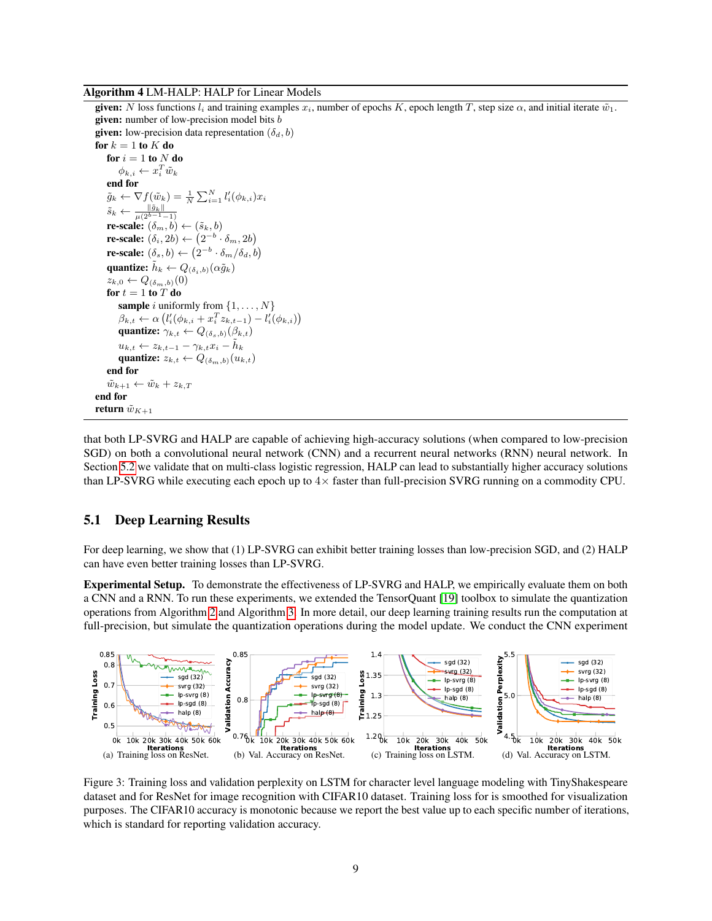**Algorithm 4** LM-HALP: HALP for Linear Models

---

**given:** $N$ loss functions $l_i$ and training examples $x_i$, number of epochs $K$, epoch length $T$, step size $\alpha$, and initial iterate $\tilde{w}_1$.
**given:** number of low-precision model bits $b$
**given:** low-precision data representation $(\delta_d, b)$
**for** $k = 1$ **to** $K$ **do**
  **for** $i = 1$ **to** $N$ **do**
    $\phi_{k,i} \leftarrow x_i^T \tilde{w}_k$
  **end for**
  $\tilde{g}_k \leftarrow \nabla f(\tilde{w}_k) = \frac{1}{N} \sum_{i=1}^{N} l_i'(\phi_{k,i}) x_i$
  $\tilde{s}_k \leftarrow \frac{\|\tilde{g}_k\|}{\mu(2^{b-1}-1)}$
  **re-scale:** $(\delta_m, b) \leftarrow (\tilde{s}_k, b)$
  **re-scale:** $(\delta_i, 2b) \leftarrow \left(2^{-b} \cdot \delta_m, 2b\right)$
  **re-scale:** $(\delta_s, b) \leftarrow \left(2^{-b} \cdot \delta_m / \delta_d, b\right)$
  **quantize:** $\tilde{h}_k \leftarrow Q_{(\delta_i, b)}(\alpha \tilde{g}_k)$
  $z_{k,0} \leftarrow Q_{(\delta_m, b)}(0)$
  **for** $t = 1$ **to** $T$ **do**
    **sample** $i$ uniformly from $\{1, \ldots, N\}$
    $\beta_{k,t} \leftarrow \alpha \left(l_i'(\phi_{k,i} + x_i^T z_{k,t-1}) - l_i'(\phi_{k,i})\right)$
    **quantize:** $\gamma_{k,t} \leftarrow Q_{(\delta_s, b)}(\beta_{k,t})$
    $u_{k,t} \leftarrow z_{k,t-1} - \gamma_{k,t} x_i - \tilde{h}_k$
    **quantize:** $z_{k,t} \leftarrow Q_{(\delta_m, b)}(u_{k,t})$
  **end for**
  $\tilde{w}_{k+1} \leftarrow \tilde{w}_k + z_{k,T}$
**end for**
**return** $\tilde{w}_{K+1}$

---

that both LP-SVRG and HALP are capable of achieving high-accuracy solutions (when compared to low-precision SGD) on both a convolutional neural network (CNN) and a recurrent neural networks (RNN) neural network. In Section 5.2 we validate that on multi-class logistic regression, HALP can lead to substantially higher accuracy solutions than LP-SVRG while executing each epoch up to 4× faster than full-precision SVRG running on a commodity CPU.

## 5.1 Deep Learning Results

For deep learning, we show that (1) LP-SVRG can exhibit better training losses than low-precision SGD, and (2) HALP can have even better training losses than LP-SVRG.

**Experimental Setup.** To demonstrate the effectiveness of LP-SVRG and HALP, we empirically evaluate them on both a CNN and a RNN. To run these experiments, we extended the TensorQuant [19] toolbox to simulate the quantization operations from Algorithm 2 and Algorithm 3. In more detail, our deep learning training results run the computation at full-precision, but simulate the quantization operations during the model update. We conduct the CNN experiment

(a) Training loss on ResNet. (b) Val. Accuracy on ResNet. (c) Training loss on LSTM. (d) Val. Accuracy on LSTM.

Figure 3: Training loss and validation perplexity on LSTM for character level language modeling with TinyShakespeare dataset and for ResNet for image recognition with CIFAR10 dataset. Training loss for is smoothed for visualization purposes. The CIFAR10 accuracy is monotonic because we report the best value up to each specific number of iterations, which is standard for reporting validation accuracy.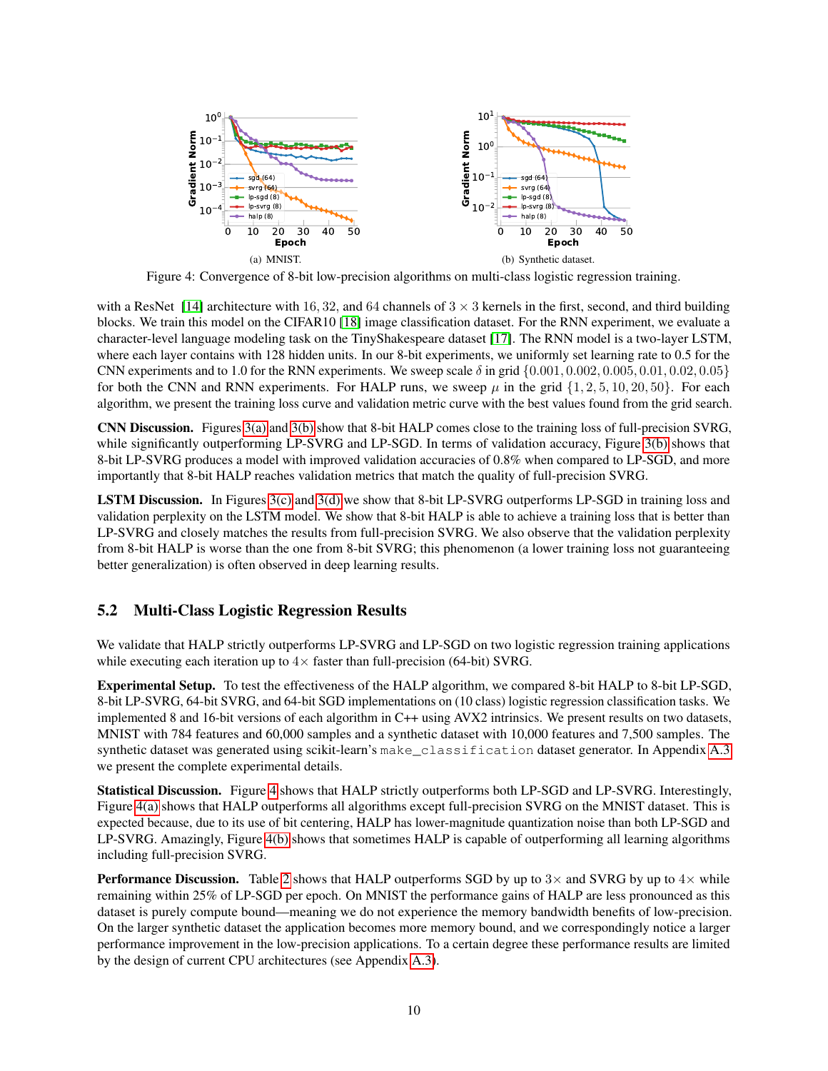Figure 4: Convergence of 8-bit low-precision algorithms on multi-class logistic regression training.

(a) MNIST.

(b) Synthetic dataset.

with a ResNet [14] architecture with 16, 32, and 64 channels of $3 \times 3$ kernels in the first, second, and third building blocks. We train this model on the CIFAR10 [18] image classification dataset. For the RNN experiment, we evaluate a character-level language modeling task on the TinyShakespeare dataset [17]. The RNN model is a two-layer LSTM, where each layer contains with 128 hidden units. In our 8-bit experiments, we uniformly set learning rate to 0.5 for the CNN experiments and to 1.0 for the RNN experiments. We sweep scale $\delta$ in grid $\{0.001, 0.002, 0.005, 0.01, 0.02, 0.05\}$ for both the CNN and RNN experiments. For HALP runs, we sweep $\mu$ in the grid $\{1, 2, 5, 10, 20, 50\}$. For each algorithm, we present the training loss curve and validation metric curve with the best values found from the grid search.

**CNN Discussion.** Figures 3(a) and 3(b) show that 8-bit HALP comes close to the training loss of full-precision SVRG, while significantly outperforming LP-SVRG and LP-SGD. In terms of validation accuracy, Figure 3(b) shows that 8-bit LP-SVRG produces a model with improved validation accuracies of 0.8% when compared to LP-SGD, and more importantly that 8-bit HALP reaches validation metrics that match the quality of full-precision SVRG.

**LSTM Discussion.** In Figures 3(c) and 3(d) we show that 8-bit LP-SVRG outperforms LP-SGD in training loss and validation perplexity on the LSTM model. We show that 8-bit HALP is able to achieve a training loss that is better than LP-SVRG and closely matches the results from full-precision SVRG. We also observe that the validation perplexity from 8-bit HALP is worse than the one from 8-bit SVRG; this phenomenon (a lower training loss not guaranteeing better generalization) is often observed in deep learning results.

## 5.2 Multi-Class Logistic Regression Results

We validate that HALP strictly outperforms LP-SVRG and LP-SGD on two logistic regression training applications while executing each iteration up to $4\times$ faster than full-precision (64-bit) SVRG.

**Experimental Setup.** To test the effectiveness of the HALP algorithm, we compared 8-bit HALP to 8-bit LP-SGD, 8-bit LP-SVRG, 64-bit SVRG, and 64-bit SGD implementations on (10 class) logistic regression classification tasks. We implemented 8 and 16-bit versions of each algorithm in C++ using AVX2 intrinsics. We present results on two datasets, MNIST with 784 features and 60,000 samples and a synthetic dataset with 10,000 features and 7,500 samples. The synthetic dataset was generated using scikit-learn's `make_classification` dataset generator. In Appendix A.3 we present the complete experimental details.

**Statistical Discussion.** Figure 4 shows that HALP strictly outperforms both LP-SGD and LP-SVRG. Interestingly, Figure 4(a) shows that HALP outperforms all algorithms except full-precision SVRG on the MNIST dataset. This is expected because, due to its use of bit centering, HALP has lower-magnitude quantization noise than both LP-SGD and LP-SVRG. Amazingly, Figure 4(b) shows that sometimes HALP is capable of outperforming all learning algorithms including full-precision SVRG.

**Performance Discussion.** Table 2 shows that HALP outperforms SGD by up to $3\times$ and SVRG by up to $4\times$ while remaining within 25% of LP-SGD per epoch. On MNIST the performance gains of HALP are less pronounced as this dataset is purely compute bound—meaning we do not experience the memory bandwidth benefits of low-precision. On the larger synthetic dataset the application becomes more memory bound, and we correspondingly notice a larger performance improvement in the low-precision applications. To a certain degree these performance results are limited by the design of current CPU architectures (see Appendix A.3).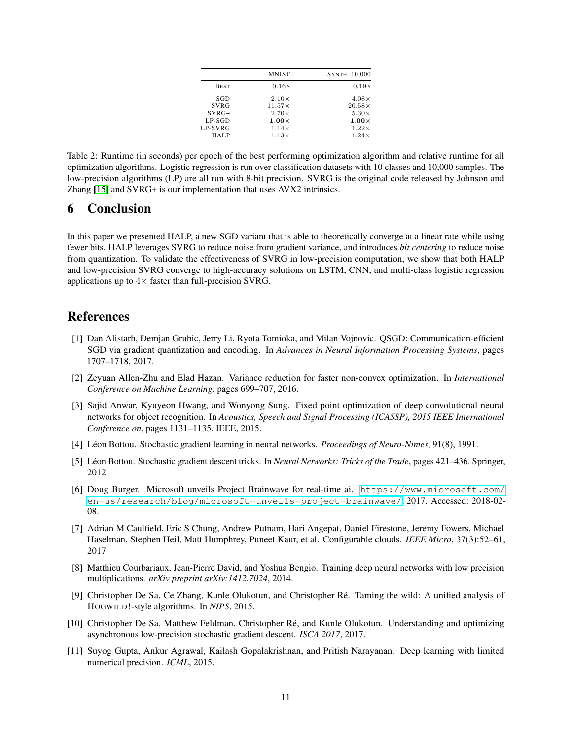| | MNIST | SYNTH. 10,000 |
|---|---|---|
| BEST | 0.16 s | 0.19 s |
| SGD | $2.10\times$ | $4.08\times$ |
| SVRG | $11.57\times$ | $20.58\times$ |
| SVRG+ | $2.70\times$ | $5.30\times$ |
| LP-SGD | $\mathbf{1.00\times}$ | $\mathbf{1.00\times}$ |
| LP-SVRG | $1.14\times$ | $1.22\times$ |
| HALP | $1.13\times$ | $1.24\times$ |

Table 2: Runtime (in seconds) per epoch of the best performing optimization algorithm and relative runtime for all optimization algorithms. Logistic regression is run over classification datasets with 10 classes and 10,000 samples. The low-precision algorithms (LP) are all run with 8-bit precision. SVRG is the original code released by Johnson and Zhang [15] and SVRG+ is our implementation that uses AVX2 intrinsics.

# 6 Conclusion

In this paper we presented HALP, a new SGD variant that is able to theoretically converge at a linear rate while using fewer bits. HALP leverages SVRG to reduce noise from gradient variance, and introduces *bit centering* to reduce noise from quantization. To validate the effectiveness of SVRG in low-precision computation, we show that both HALP and low-precision SVRG converge to high-accuracy solutions on LSTM, CNN, and multi-class logistic regression applications up to $4\times$ faster than full-precision SVRG.

# References

[1] Dan Alistarh, Demjan Grubic, Jerry Li, Ryota Tomioka, and Milan Vojnovic. QSGD: Communication-efficient SGD via gradient quantization and encoding. In *Advances in Neural Information Processing Systems*, pages 1707–1718, 2017.

[2] Zeyuan Allen-Zhu and Elad Hazan. Variance reduction for faster non-convex optimization. In *International Conference on Machine Learning*, pages 699–707, 2016.

[3] Sajid Anwar, Kyuyeon Hwang, and Wonyong Sung. Fixed point optimization of deep convolutional neural networks for object recognition. In *Acoustics, Speech and Signal Processing (ICASSP), 2015 IEEE International Conference on*, pages 1131–1135. IEEE, 2015.

[4] Léon Bottou. Stochastic gradient learning in neural networks. *Proceedings of Neuro-Nımes*, 91(8), 1991.

[5] Léon Bottou. Stochastic gradient descent tricks. In *Neural Networks: Tricks of the Trade*, pages 421–436. Springer, 2012.

[6] Doug Burger. Microsoft unveils Project Brainwave for real-time ai. https://www.microsoft.com/en-us/research/blog/microsoft-unveils-project-brainwave/, 2017. Accessed: 2018-02-08.

[7] Adrian M Caulfield, Eric S Chung, Andrew Putnam, Hari Angepat, Daniel Firestone, Jeremy Fowers, Michael Haselman, Stephen Heil, Matt Humphrey, Puneet Kaur, et al. Configurable clouds. *IEEE Micro*, 37(3):52–61, 2017.

[8] Matthieu Courbariaux, Jean-Pierre David, and Yoshua Bengio. Training deep neural networks with low precision multiplications. *arXiv preprint arXiv:1412.7024*, 2014.

[9] Christopher De Sa, Ce Zhang, Kunle Olukotun, and Christopher Ré. Taming the wild: A unified analysis of HOGWILD!-style algorithms. In *NIPS*, 2015.

[10] Christopher De Sa, Matthew Feldman, Christopher Ré, and Kunle Olukotun. Understanding and optimizing asynchronous low-precision stochastic gradient descent. *ISCA 2017*, 2017.

[11] Suyog Gupta, Ankur Agrawal, Kailash Gopalakrishnan, and Pritish Narayanan. Deep learning with limited numerical precision. *ICML*, 2015.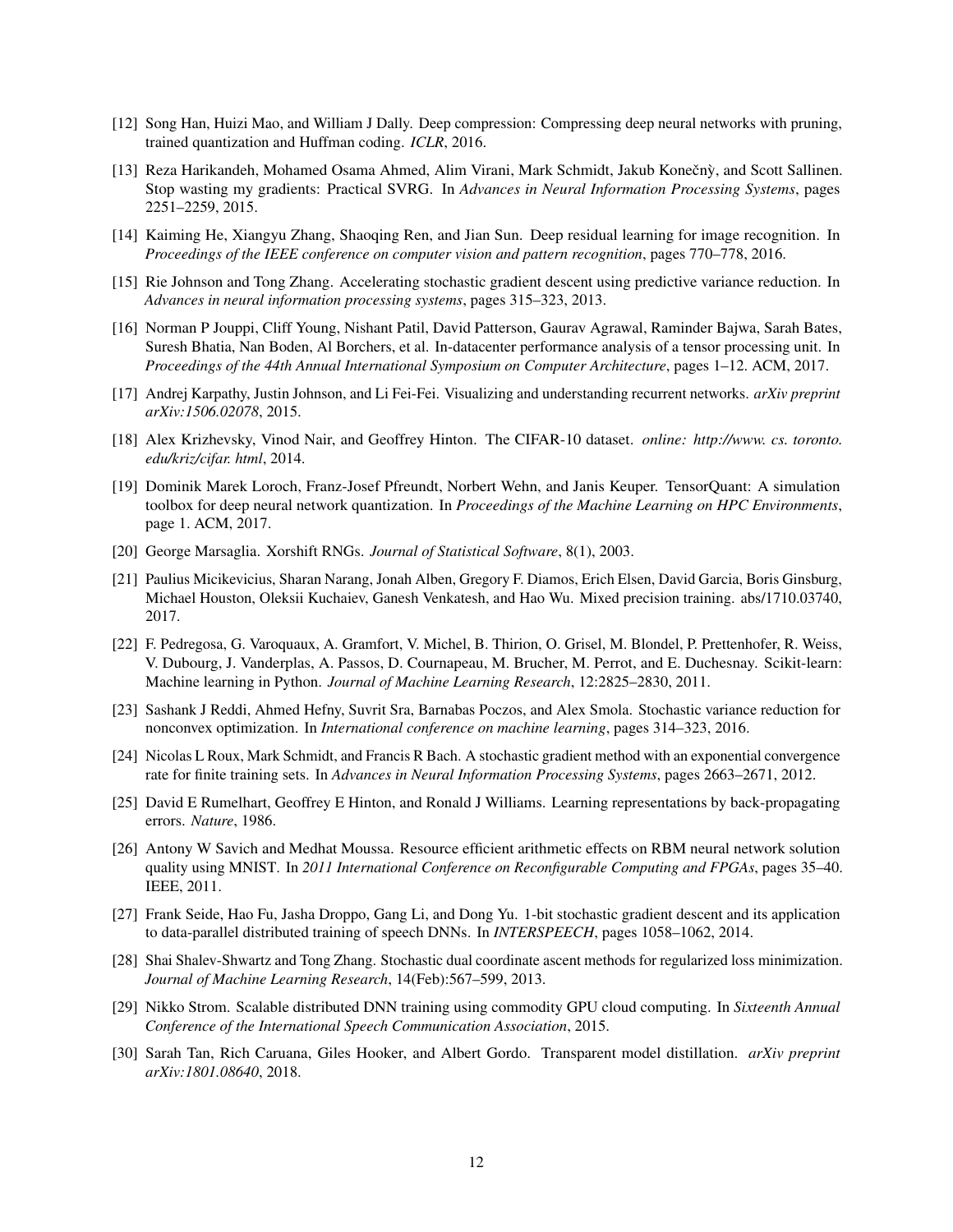[12] Song Han, Huizi Mao, and William J Dally. Deep compression: Compressing deep neural networks with pruning, trained quantization and Huffman coding. *ICLR*, 2016.

[13] Reza Harikandeh, Mohamed Osama Ahmed, Alim Virani, Mark Schmidt, Jakub Konečný, and Scott Sallinen. Stop wasting my gradients: Practical SVRG. In *Advances in Neural Information Processing Systems*, pages 2251–2259, 2015.

[14] Kaiming He, Xiangyu Zhang, Shaoqing Ren, and Jian Sun. Deep residual learning for image recognition. In *Proceedings of the IEEE conference on computer vision and pattern recognition*, pages 770–778, 2016.

[15] Rie Johnson and Tong Zhang. Accelerating stochastic gradient descent using predictive variance reduction. In *Advances in neural information processing systems*, pages 315–323, 2013.

[16] Norman P Jouppi, Cliff Young, Nishant Patil, David Patterson, Gaurav Agrawal, Raminder Bajwa, Sarah Bates, Suresh Bhatia, Nan Boden, Al Borchers, et al. In-datacenter performance analysis of a tensor processing unit. In *Proceedings of the 44th Annual International Symposium on Computer Architecture*, pages 1–12. ACM, 2017.

[17] Andrej Karpathy, Justin Johnson, and Li Fei-Fei. Visualizing and understanding recurrent networks. *arXiv preprint arXiv:1506.02078*, 2015.

[18] Alex Krizhevsky, Vinod Nair, and Geoffrey Hinton. The CIFAR-10 dataset. *online: http://www. cs. toronto. edu/kriz/cifar. html*, 2014.

[19] Dominik Marek Loroch, Franz-Josef Pfreundt, Norbert Wehn, and Janis Keuper. TensorQuant: A simulation toolbox for deep neural network quantization. In *Proceedings of the Machine Learning on HPC Environments*, page 1. ACM, 2017.

[20] George Marsaglia. Xorshift RNGs. *Journal of Statistical Software*, 8(1), 2003.

[21] Paulius Micikevicius, Sharan Narang, Jonah Alben, Gregory F. Diamos, Erich Elsen, David Garcia, Boris Ginsburg, Michael Houston, Oleksii Kuchaiev, Ganesh Venkatesh, and Hao Wu. Mixed precision training. abs/1710.03740, 2017.

[22] F. Pedregosa, G. Varoquaux, A. Gramfort, V. Michel, B. Thirion, O. Grisel, M. Blondel, P. Prettenhofer, R. Weiss, V. Dubourg, J. Vanderplas, A. Passos, D. Cournapeau, M. Brucher, M. Perrot, and E. Duchesnay. Scikit-learn: Machine learning in Python. *Journal of Machine Learning Research*, 12:2825–2830, 2011.

[23] Sashank J Reddi, Ahmed Hefny, Suvrit Sra, Barnabas Poczos, and Alex Smola. Stochastic variance reduction for nonconvex optimization. In *International conference on machine learning*, pages 314–323, 2016.

[24] Nicolas L Roux, Mark Schmidt, and Francis R Bach. A stochastic gradient method with an exponential convergence rate for finite training sets. In *Advances in Neural Information Processing Systems*, pages 2663–2671, 2012.

[25] David E Rumelhart, Geoffrey E Hinton, and Ronald J Williams. Learning representations by back-propagating errors. *Nature*, 1986.

[26] Antony W Savich and Medhat Moussa. Resource efficient arithmetic effects on RBM neural network solution quality using MNIST. In *2011 International Conference on Reconfigurable Computing and FPGAs*, pages 35–40. IEEE, 2011.

[27] Frank Seide, Hao Fu, Jasha Droppo, Gang Li, and Dong Yu. 1-bit stochastic gradient descent and its application to data-parallel distributed training of speech DNNs. In *INTERSPEECH*, pages 1058–1062, 2014.

[28] Shai Shalev-Shwartz and Tong Zhang. Stochastic dual coordinate ascent methods for regularized loss minimization. *Journal of Machine Learning Research*, 14(Feb):567–599, 2013.

[29] Nikko Strom. Scalable distributed DNN training using commodity GPU cloud computing. In *Sixteenth Annual Conference of the International Speech Communication Association*, 2015.

[30] Sarah Tan, Rich Caruana, Giles Hooker, and Albert Gordo. Transparent model distillation. *arXiv preprint arXiv:1801.08640*, 2018.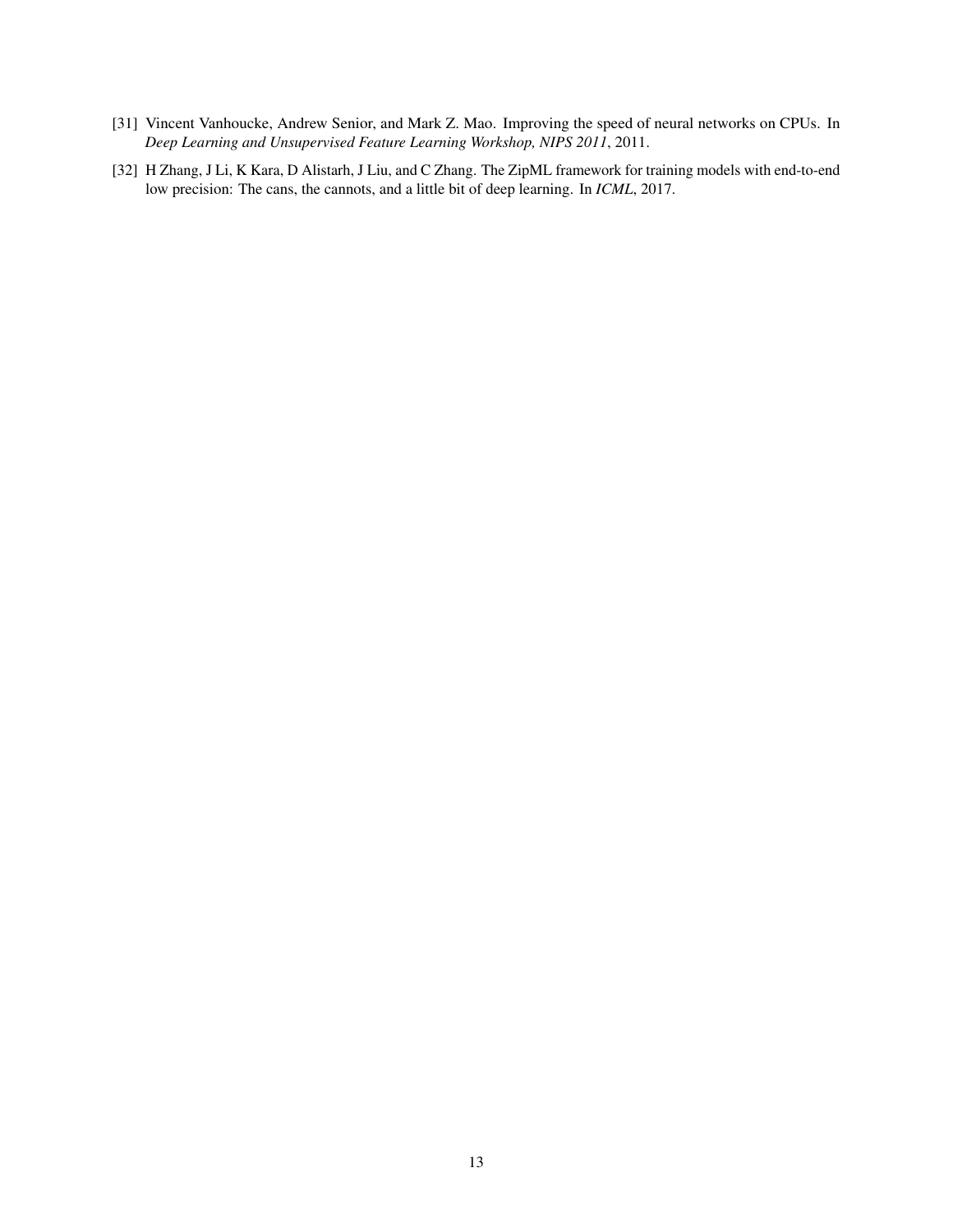[31] Vincent Vanhoucke, Andrew Senior, and Mark Z. Mao. Improving the speed of neural networks on CPUs. In *Deep Learning and Unsupervised Feature Learning Workshop, NIPS 2011*, 2011.

[32] H Zhang, J Li, K Kara, D Alistarh, J Liu, and C Zhang. The ZipML framework for training models with end-to-end low precision: The cans, the cannots, and a little bit of deep learning. In *ICML*, 2017.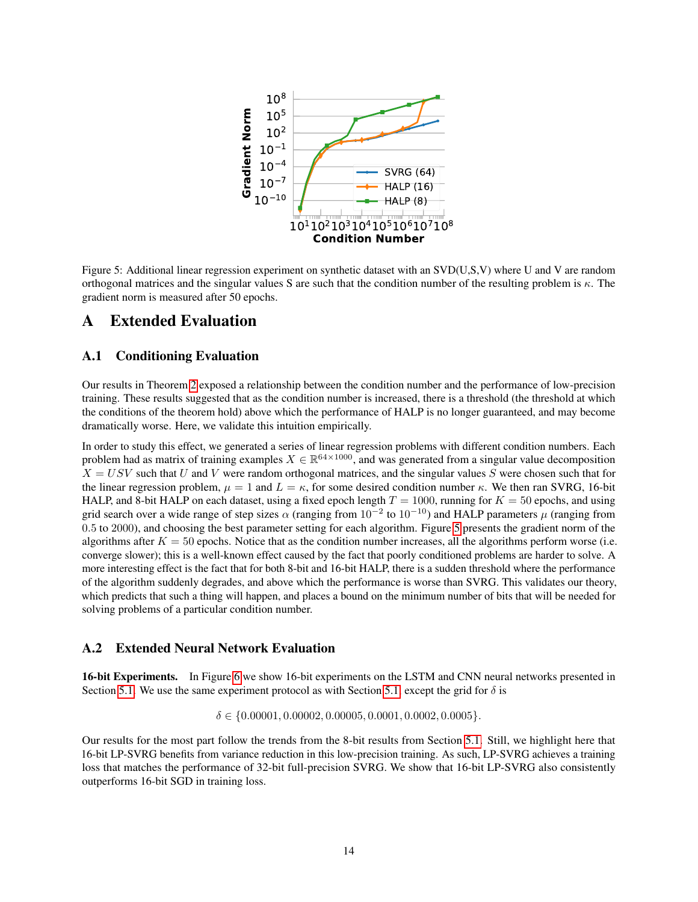Figure 5: Additional linear regression experiment on synthetic dataset with an SVD(U,S,V) where U and V are random orthogonal matrices and the singular values S are such that the condition number of the resulting problem is $\kappa$. The gradient norm is measured after 50 epochs.

# A Extended Evaluation

## A.1 Conditioning Evaluation

Our results in Theorem 2 exposed a relationship between the condition number and the performance of low-precision training. These results suggested that as the condition number is increased, there is a threshold (the threshold at which the conditions of the theorem hold) above which the performance of HALP is no longer guaranteed, and may become dramatically worse. Here, we validate this intuition empirically.

In order to study this effect, we generated a series of linear regression problems with different condition numbers. Each problem had as matrix of training examples $X \in \mathbb{R}^{64 \times 1000}$, and was generated from a singular value decomposition $X = USV$ such that $U$ and $V$ were random orthogonal matrices, and the singular values $S$ were chosen such that for the linear regression problem, $\mu = 1$ and $L = \kappa$, for some desired condition number $\kappa$. We then ran SVRG, 16-bit HALP, and 8-bit HALP on each dataset, using a fixed epoch length $T = 1000$, running for $K = 50$ epochs, and using grid search over a wide range of step sizes $\alpha$ (ranging from $10^{-2}$ to $10^{-10}$) and HALP parameters $\mu$ (ranging from $0.5$ to $2000$), and choosing the best parameter setting for each algorithm. Figure 5 presents the gradient norm of the algorithms after $K = 50$ epochs. Notice that as the condition number increases, all the algorithms perform worse (i.e. converge slower); this is a well-known effect caused by the fact that poorly conditioned problems are harder to solve. A more interesting effect is the fact that for both 8-bit and 16-bit HALP, there is a sudden threshold where the performance of the algorithm suddenly degrades, and above which the performance is worse than SVRG. This validates our theory, which predicts that such a thing will happen, and places a bound on the minimum number of bits that will be needed for solving problems of a particular condition number.

## A.2 Extended Neural Network Evaluation

**16-bit Experiments.** In Figure 6 we show 16-bit experiments on the LSTM and CNN neural networks presented in Section 5.1. We use the same experiment protocol as with Section 5.1, except the grid for $\delta$ is

$$\delta \in \{0.00001, 0.00002, 0.00005, 0.0001, 0.0002, 0.0005\}.$$

Our results for the most part follow the trends from the 8-bit results from Section 5.1. Still, we highlight here that 16-bit LP-SVRG benefits from variance reduction in this low-precision training. As such, LP-SVRG achieves a training loss that matches the performance of 32-bit full-precision SVRG. We show that 16-bit LP-SVRG also consistently outperforms 16-bit SGD in training loss.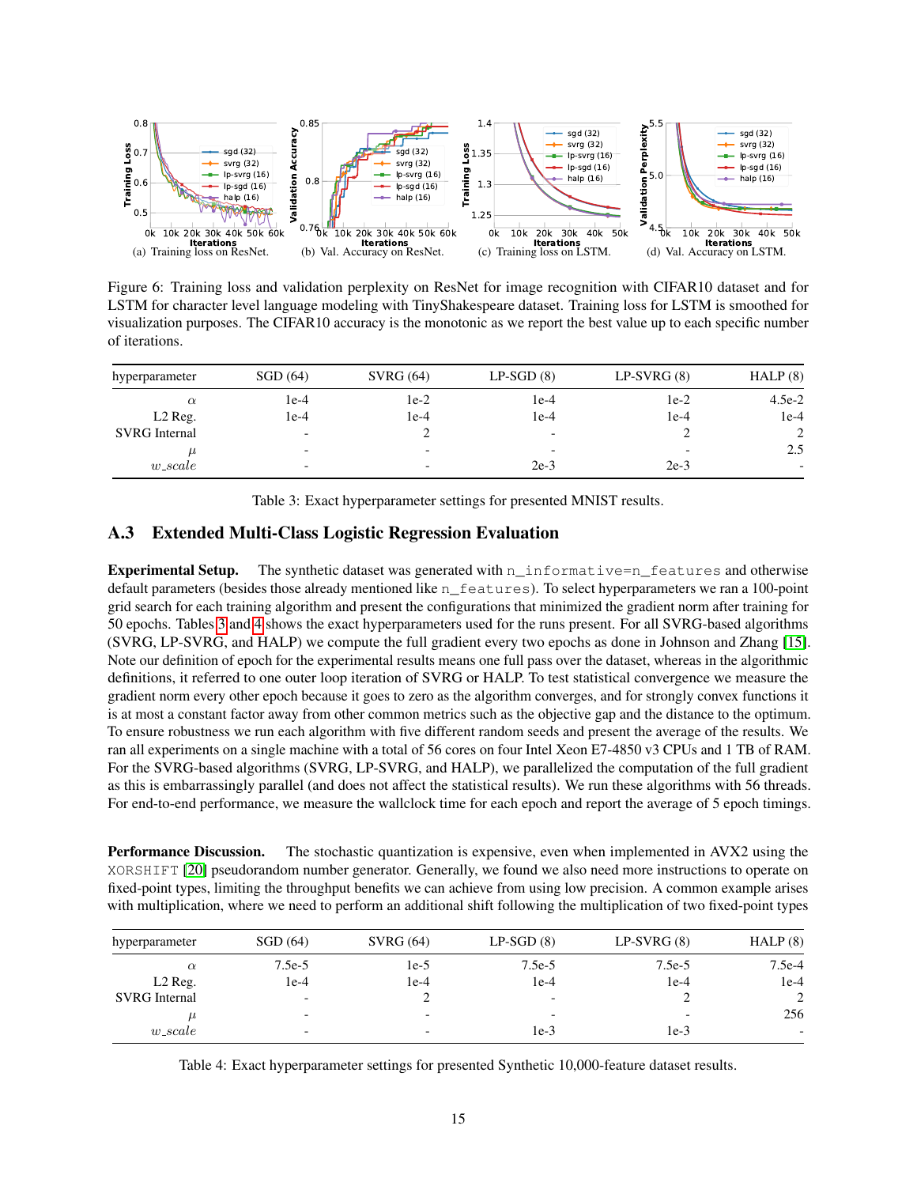(a) Training loss on ResNet. (b) Val. Accuracy on ResNet. (c) Training loss on LSTM. (d) Val. Accuracy on LSTM.

Figure 6: Training loss and validation perplexity on ResNet for image recognition with CIFAR10 dataset and for LSTM for character level language modeling with TinyShakespeare dataset. Training loss for LSTM is smoothed for visualization purposes. The CIFAR10 accuracy is the monotonic as we report the best value up to each specific number of iterations.

| hyperparameter | SGD (64) | SVRG (64) | LP-SGD (8) | LP-SVRG (8) | HALP (8) |
|---|---|---|---|---|---|
| $\alpha$ | 1e-4 | 1e-2 | 1e-4 | 1e-2 | 4.5e-2 |
| L2 Reg. | 1e-4 | 1e-4 | 1e-4 | 1e-4 | 1e-4 |
| SVRG Internal | - | 2 | - | 2 | 2 |
| $\mu$ | - | - | - | - | 2.5 |
| $w\_scale$ | - | - | 2e-3 | 2e-3 | - |

Table 3: Exact hyperparameter settings for presented MNIST results.

## A.3 Extended Multi-Class Logistic Regression Evaluation

**Experimental Setup.** The synthetic dataset was generated with `n_informative=n_features` and otherwise default parameters (besides those already mentioned like `n_features`). To select hyperparameters we ran a 100-point grid search for each training algorithm and present the configurations that minimized the gradient norm after training for 50 epochs. Tables 3 and 4 shows the exact hyperparameters used for the runs present. For all SVRG-based algorithms (SVRG, LP-SVRG, and HALP) we compute the full gradient every two epochs as done in Johnson and Zhang [15]. Note our definition of epoch for the experimental results means one full pass over the dataset, whereas in the algorithmic definitions, it referred to one outer loop iteration of SVRG or HALP. To test statistical convergence we measure the gradient norm every other epoch because it goes to zero as the algorithm converges, and for strongly convex functions it is at most a constant factor away from other common metrics such as the objective gap and the distance to the optimum. To ensure robustness we run each algorithm with five different random seeds and present the average of the results. We ran all experiments on a single machine with a total of 56 cores on four Intel Xeon E7-4850 v3 CPUs and 1 TB of RAM. For the SVRG-based algorithms (SVRG, LP-SVRG, and HALP), we parallelized the computation of the full gradient as this is embarrassingly parallel (and does not affect the statistical results). We run these algorithms with 56 threads. For end-to-end performance, we measure the wallclock time for each epoch and report the average of 5 epoch timings.

**Performance Discussion.** The stochastic quantization is expensive, even when implemented in AVX2 using the `XORSHIFT` [20] pseudorandom number generator. Generally, we found we also need more instructions to operate on fixed-point types, limiting the throughput benefits we can achieve from using low precision. A common example arises with multiplication, where we need to perform an additional shift following the multiplication of two fixed-point types

| hyperparameter | SGD (64) | SVRG (64) | LP-SGD (8) | LP-SVRG (8) | HALP (8) |
|---|---|---|---|---|---|
| $\alpha$ | 7.5e-5 | 1e-5 | 7.5e-5 | 7.5e-5 | 7.5e-4 |
| L2 Reg. | 1e-4 | 1e-4 | 1e-4 | 1e-4 | 1e-4 |
| SVRG Internal | - | 2 | - | 2 | 2 |
| $\mu$ | - | - | - | - | 256 |
| $w\_scale$ | - | - | 1e-3 | 1e-3 | - |

Table 4: Exact hyperparameter settings for presented Synthetic 10,000-feature dataset results.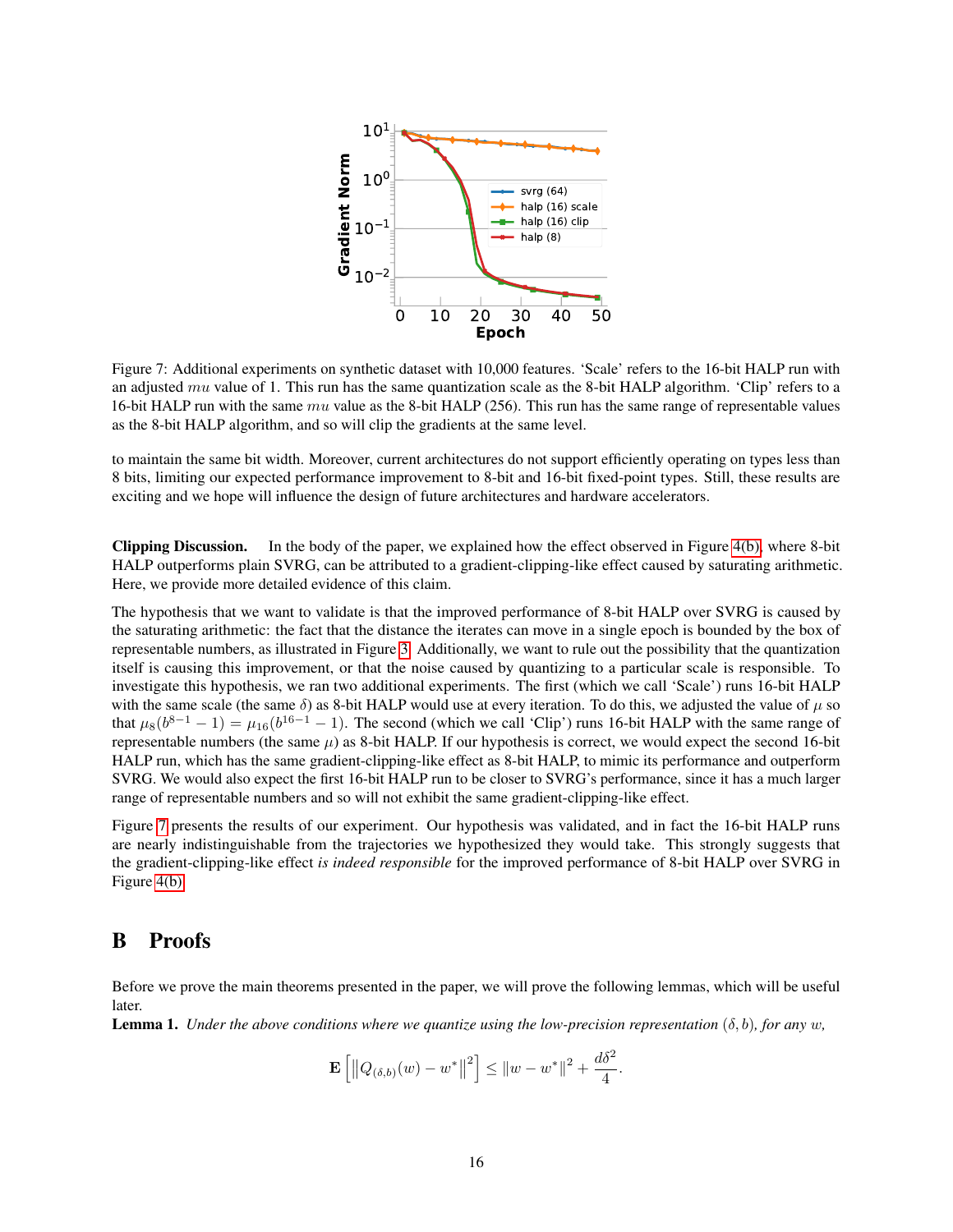Figure 7: Additional experiments on synthetic dataset with 10,000 features. 'Scale' refers to the 16-bit HALP run with an adjusted $mu$ value of 1. This run has the same quantization scale as the 8-bit HALP algorithm. 'Clip' refers to a 16-bit HALP run with the same $mu$ value as the 8-bit HALP (256). This run has the same range of representable values as the 8-bit HALP algorithm, and so will clip the gradients at the same level.

to maintain the same bit width. Moreover, current architectures do not support efficiently operating on types less than 8 bits, limiting our expected performance improvement to 8-bit and 16-bit fixed-point types. Still, these results are exciting and we hope will influence the design of future architectures and hardware accelerators.

**Clipping Discussion.** In the body of the paper, we explained how the effect observed in Figure 4(b), where 8-bit HALP outperforms plain SVRG, can be attributed to a gradient-clipping-like effect caused by saturating arithmetic. Here, we provide more detailed evidence of this claim.

The hypothesis that we want to validate is that the improved performance of 8-bit HALP over SVRG is caused by the saturating arithmetic: the fact that the distance the iterates can move in a single epoch is bounded by the box of representable numbers, as illustrated in Figure 3. Additionally, we want to rule out the possibility that the quantization itself is causing this improvement, or that the noise caused by quantizing to a particular scale is responsible. To investigate this hypothesis, we ran two additional experiments. The first (which we call 'Scale') runs 16-bit HALP with the same scale (the same $\delta$) as 8-bit HALP would use at every iteration. To do this, we adjusted the value of $\mu$ so that $\mu_8(b^{8-1} - 1) = \mu_{16}(b^{16-1} - 1)$. The second (which we call 'Clip') runs 16-bit HALP with the same range of representable numbers (the same $\mu$) as 8-bit HALP. If our hypothesis is correct, we would expect the second 16-bit HALP run, which has the same gradient-clipping-like effect as 8-bit HALP, to mimic its performance and outperform SVRG. We would also expect the first 16-bit HALP run to be closer to SVRG's performance, since it has a much larger range of representable numbers and so will not exhibit the same gradient-clipping-like effect.

Figure 7 presents the results of our experiment. Our hypothesis was validated, and in fact the 16-bit HALP runs are nearly indistinguishable from the trajectories we hypothesized they would take. This strongly suggests that the gradient-clipping-like effect *is indeed responsible* for the improved performance of 8-bit HALP over SVRG in Figure 4(b).

# B Proofs

Before we prove the main theorems presented in the paper, we will prove the following lemmas, which will be useful later.

**Lemma 1.** *Under the above conditions where we quantize using the low-precision representation* $(\delta, b)$*, for any* $w$*,*

$$\mathbf{E}\left[\left\|Q_{(\delta,b)}(w) - w^*\right\|^2\right] \le \|w - w^*\|^2 + \frac{d\delta^2}{4}.$$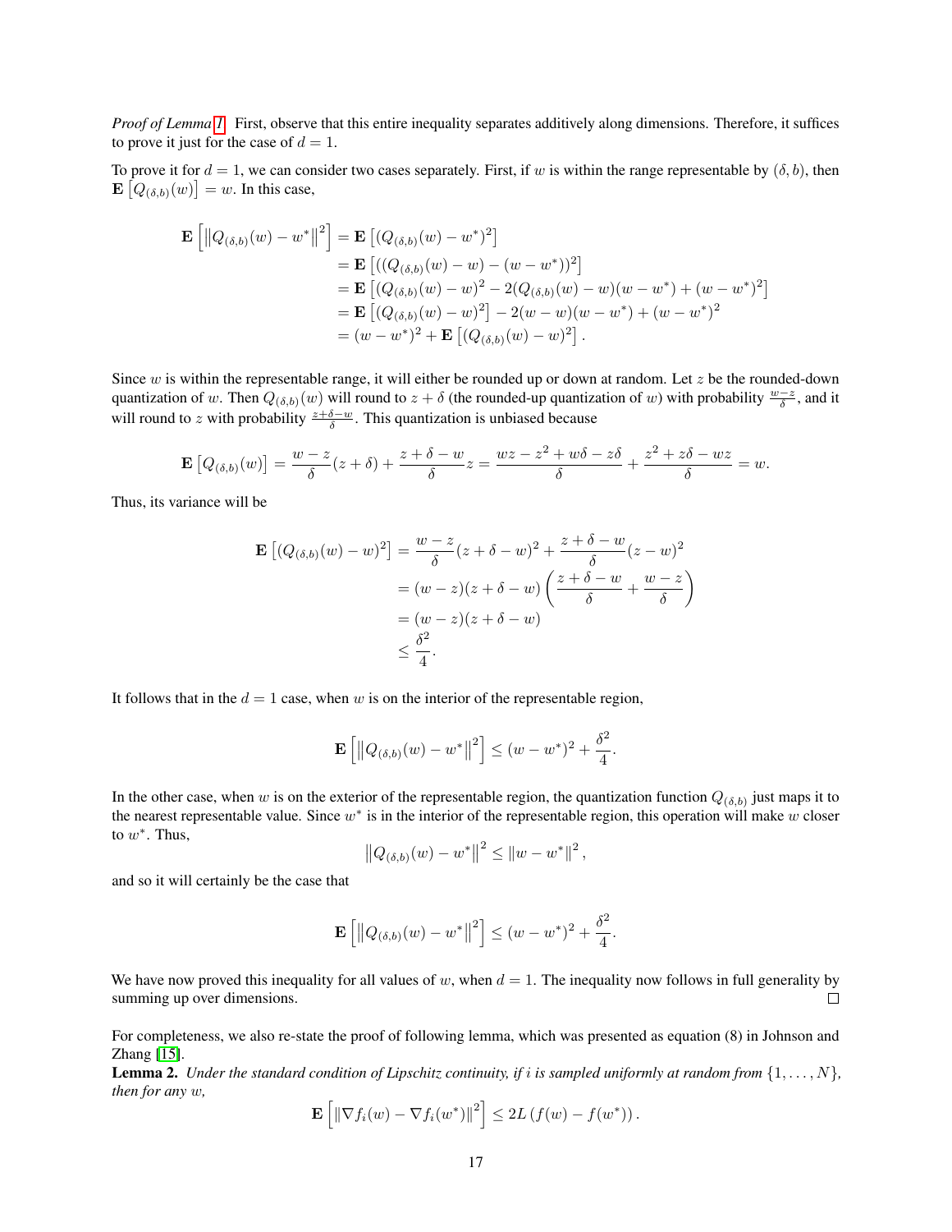*Proof of Lemma 1.* First, observe that this entire inequality separates additively along dimensions. Therefore, it suffices to prove it just for the case of $d = 1$.

To prove it for $d = 1$, we can consider two cases separately. First, if $w$ is within the range representable by $(\delta, b)$, then $\mathbf{E}\left[Q_{(\delta,b)}(w)\right] = w$. In this case,

$$
\begin{aligned}
\mathbf{E}\left[\left\|Q_{(\delta,b)}(w) - w^*\right\|^2\right] &= \mathbf{E}\left[(Q_{(\delta,b)}(w) - w^*)^2\right] \\
&= \mathbf{E}\left[((Q_{(\delta,b)}(w) - w) - (w - w^*))^2\right] \\
&= \mathbf{E}\left[(Q_{(\delta,b)}(w) - w)^2 - 2(Q_{(\delta,b)}(w) - w)(w - w^*) + (w - w^*)^2\right] \\
&= \mathbf{E}\left[(Q_{(\delta,b)}(w) - w)^2\right] - 2(w - w)(w - w^*) + (w - w^*)^2 \\
&= (w - w^*)^2 + \mathbf{E}\left[(Q_{(\delta,b)}(w) - w)^2\right].
\end{aligned}
$$

Since $w$ is within the representable range, it will either be rounded up or down at random. Let $z$ be the rounded-down quantization of $w$. Then $Q_{(\delta,b)}(w)$ will round to $z + \delta$ (the rounded-up quantization of $w$) with probability $\frac{w-z}{\delta}$, and it will round to $z$ with probability $\frac{z+\delta-w}{\delta}$. This quantization is unbiased because

$$
\mathbf{E}\left[Q_{(\delta,b)}(w)\right] = \frac{w - z}{\delta}(z + \delta) + \frac{z + \delta - w}{\delta} z = \frac{wz - z^2 + w\delta - z\delta}{\delta} + \frac{z^2 + z\delta - wz}{\delta} = w.
$$

Thus, its variance will be

$$
\begin{aligned}
\mathbf{E}\left[(Q_{(\delta,b)}(w) - w)^2\right] &= \frac{w - z}{\delta}(z + \delta - w)^2 + \frac{z + \delta - w}{\delta}(z - w)^2 \\
&= (w - z)(z + \delta - w)\left(\frac{z + \delta - w}{\delta} + \frac{w - z}{\delta}\right) \\
&= (w - z)(z + \delta - w) \\
&\leq \frac{\delta^2}{4}.
\end{aligned}
$$

It follows that in the $d = 1$ case, when $w$ is on the interior of the representable region,

$$
\mathbf{E}\left[\left\|Q_{(\delta,b)}(w) - w^*\right\|^2\right] \leq (w - w^*)^2 + \frac{\delta^2}{4}.
$$

In the other case, when $w$ is on the exterior of the representable region, the quantization function $Q_{(\delta,b)}$ just maps it to the nearest representable value. Since $w^*$ is in the interior of the representable region, this operation will make $w$ closer to $w^*$. Thus,

$$
\left\|Q_{(\delta,b)}(w) - w^*\right\|^2 \leq \left\|w - w^*\right\|^2,
$$

and so it will certainly be the case that

$$
\mathbf{E}\left[\left\|Q_{(\delta,b)}(w) - w^*\right\|^2\right] \leq (w - w^*)^2 + \frac{\delta^2}{4}.
$$

We have now proved this inequality for all values of $w$, when $d = 1$. The inequality now follows in full generality by summing up over dimensions. $\square$

For completeness, we also re-state the proof of following lemma, which was presented as equation (8) in Johnson and Zhang [15].

**Lemma 2.** *Under the standard condition of Lipschitz continuity, if $i$ is sampled uniformly at random from $\{1, \ldots, N\}$, then for any $w$,*

$$
\mathbf{E}\left[\left\|\nabla f_i(w) - \nabla f_i(w^*)\right\|^2\right] \leq 2L\left(f(w) - f(w^*)\right).
$$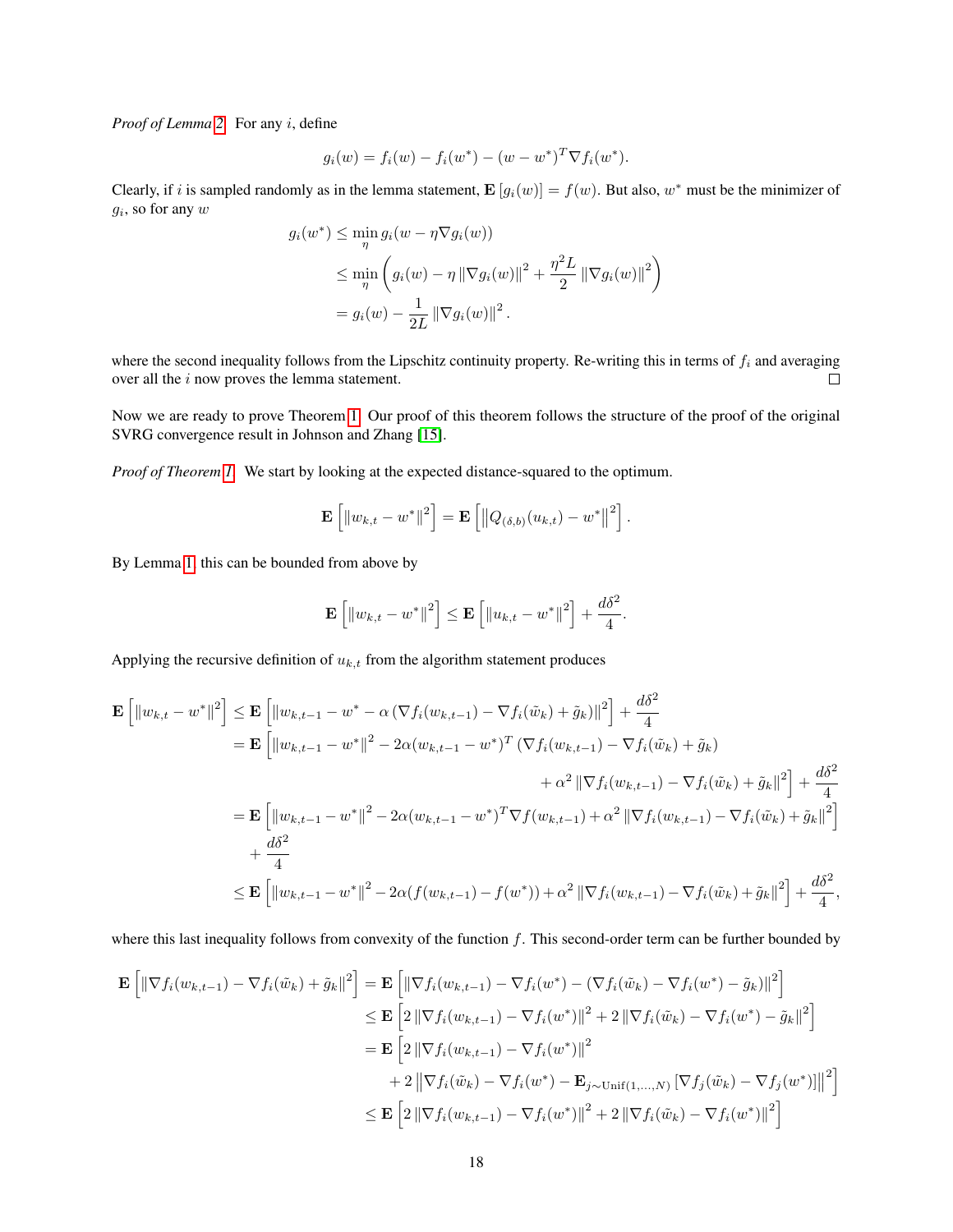*Proof of Lemma 2.* For any $i$, define

$$g_i(w) = f_i(w) - f_i(w^*) - (w - w^*)^T \nabla f_i(w^*).$$

Clearly, if $i$ is sampled randomly as in the lemma statement, $\mathbf{E}[g_i(w)] = f(w)$. But also, $w^*$ must be the minimizer of $g_i$, so for any $w$

$$\begin{aligned}
g_i(w^*) &\leq \min_\eta g_i(w - \eta \nabla g_i(w)) \\
&\leq \min_\eta \left( g_i(w) - \eta \|\nabla g_i(w)\|^2 + \frac{\eta^2 L}{2} \|\nabla g_i(w)\|^2 \right) \\
&= g_i(w) - \frac{1}{2L} \|\nabla g_i(w)\|^2 .
\end{aligned}$$

where the second inequality follows from the Lipschitz continuity property. Re-writing this in terms of $f_i$ and averaging over all the $i$ now proves the lemma statement. $\square$

Now we are ready to prove Theorem 1. Our proof of this theorem follows the structure of the proof of the original SVRG convergence result in Johnson and Zhang [15].

*Proof of Theorem 1.* We start by looking at the expected distance-squared to the optimum.

$$\mathbf{E}\left[\|w_{k,t} - w^*\|^2\right] = \mathbf{E}\left[\left\|Q_{(\delta,b)}(u_{k,t}) - w^*\right\|^2\right].$$

By Lemma 1 this can be bounded from above by

$$\mathbf{E}\left[\|w_{k,t} - w^*\|^2\right] \leq \mathbf{E}\left[\|u_{k,t} - w^*\|^2\right] + \frac{d\delta^2}{4}.$$

Applying the recursive definition of $u_{k,t}$ from the algorithm statement produces

$$\begin{aligned}
\mathbf{E}\left[\|w_{k,t} - w^*\|^2\right] &\leq \mathbf{E}\left[\|w_{k,t-1} - w^* - \alpha\left(\nabla f_i(w_{k,t-1}) - \nabla f_i(\tilde{w}_k) + \tilde{g}_k\right)\|^2\right] + \frac{d\delta^2}{4} \\
&= \mathbf{E}\Big[\|w_{k,t-1} - w^*\|^2 - 2\alpha(w_{k,t-1} - w^*)^T\left(\nabla f_i(w_{k,t-1}) - \nabla f_i(\tilde{w}_k) + \tilde{g}_k\right) \\
&\qquad + \alpha^2 \|\nabla f_i(w_{k,t-1}) - \nabla f_i(\tilde{w}_k) + \tilde{g}_k\|^2\Big] + \frac{d\delta^2}{4} \\
&= \mathbf{E}\left[\|w_{k,t-1} - w^*\|^2 - 2\alpha(w_{k,t-1} - w^*)^T \nabla f(w_{k,t-1}) + \alpha^2 \|\nabla f_i(w_{k,t-1}) - \nabla f_i(\tilde{w}_k) + \tilde{g}_k\|^2\right] \\
&\qquad + \frac{d\delta^2}{4} \\
&\leq \mathbf{E}\left[\|w_{k,t-1} - w^*\|^2 - 2\alpha(f(w_{k,t-1}) - f(w^*)) + \alpha^2 \|\nabla f_i(w_{k,t-1}) - \nabla f_i(\tilde{w}_k) + \tilde{g}_k\|^2\right] + \frac{d\delta^2}{4},
\end{aligned}$$

where this last inequality follows from convexity of the function $f$. This second-order term can be further bounded by

$$\begin{aligned}
\mathbf{E}\left[\|\nabla f_i(w_{k,t-1}) - \nabla f_i(\tilde{w}_k) + \tilde{g}_k\|^2\right] &= \mathbf{E}\left[\|\nabla f_i(w_{k,t-1}) - \nabla f_i(w^*) - (\nabla f_i(\tilde{w}_k) - \nabla f_i(w^*) - \tilde{g}_k)\|^2\right] \\
&\leq \mathbf{E}\left[2\|\nabla f_i(w_{k,t-1}) - \nabla f_i(w^*)\|^2 + 2\|\nabla f_i(\tilde{w}_k) - \nabla f_i(w^*) - \tilde{g}_k\|^2\right] \\
&= \mathbf{E}\Big[2\|\nabla f_i(w_{k,t-1}) - \nabla f_i(w^*)\|^2 \\
&\qquad + 2\left\|\nabla f_i(\tilde{w}_k) - \nabla f_i(w^*) - \mathbf{E}_{j \sim \text{Unif}(1,\ldots,N)}\left[\nabla f_j(\tilde{w}_k) - \nabla f_j(w^*)\right]\right\|^2\Big] \\
&\leq \mathbf{E}\left[2\|\nabla f_i(w_{k,t-1}) - \nabla f_i(w^*)\|^2 + 2\|\nabla f_i(\tilde{w}_k) - \nabla f_i(w^*)\|^2\right]
\end{aligned}$$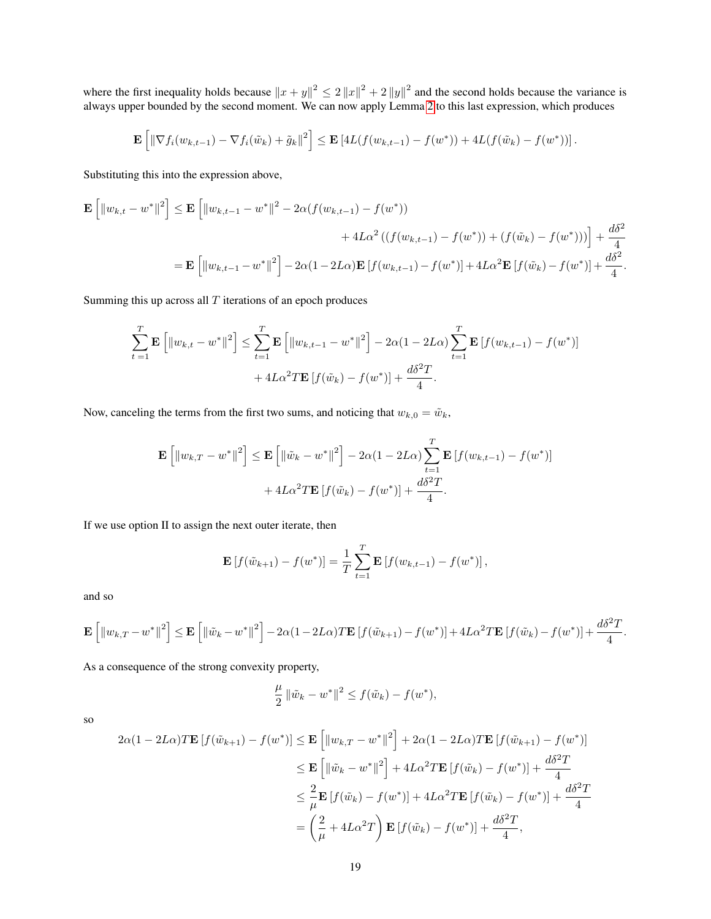where the first inequality holds because $\|x + y\|^2 \leq 2\|x\|^2 + 2\|y\|^2$ and the second holds because the variance is always upper bounded by the second moment. We can now apply Lemma 2 to this last expression, which produces

$$\mathbf{E}\left[\|\nabla f_i(w_{k,t-1}) - \nabla f_i(\tilde{w}_k) + \tilde{g}_k\|^2\right] \leq \mathbf{E}\left[4L(f(w_{k,t-1}) - f(w^*)) + 4L(f(\tilde{w}_k) - f(w^*))\right].$$

Substituting this into the expression above,

$$\begin{aligned}
\mathbf{E}\left[\|w_{k,t} - w^*\|^2\right] &\leq \mathbf{E}\Big[\|w_{k,t-1} - w^*\|^2 - 2\alpha(f(w_{k,t-1}) - f(w^*)) \\
&\qquad + 4L\alpha^2\left((f(w_{k,t-1}) - f(w^*)) + (f(\tilde{w}_k) - f(w^*))\right)\Big] + \frac{d\delta^2}{4} \\
&= \mathbf{E}\left[\|w_{k,t-1} - w^*\|^2\right] - 2\alpha(1 - 2L\alpha)\mathbf{E}\left[f(w_{k,t-1}) - f(w^*)\right] + 4L\alpha^2\mathbf{E}\left[f(\tilde{w}_k) - f(w^*)\right] + \frac{d\delta^2}{4}.
\end{aligned}$$

Summing this up across all $T$ iterations of an epoch produces

$$\begin{aligned}
\sum_{t=1}^{T}\mathbf{E}\left[\|w_{k,t} - w^*\|^2\right] &\leq \sum_{t=1}^{T}\mathbf{E}\left[\|w_{k,t-1} - w^*\|^2\right] - 2\alpha(1 - 2L\alpha)\sum_{t=1}^{T}\mathbf{E}\left[f(w_{k,t-1}) - f(w^*)\right] \\
&\qquad + 4L\alpha^2 T\mathbf{E}\left[f(\tilde{w}_k) - f(w^*)\right] + \frac{d\delta^2 T}{4}.
\end{aligned}$$

Now, canceling the terms from the first two sums, and noticing that $w_{k,0} = \tilde{w}_k$,

$$\begin{aligned}
\mathbf{E}\left[\|w_{k,T} - w^*\|^2\right] &\leq \mathbf{E}\left[\|\tilde{w}_k - w^*\|^2\right] - 2\alpha(1 - 2L\alpha)\sum_{t=1}^{T}\mathbf{E}\left[f(w_{k,t-1}) - f(w^*)\right] \\
&\qquad + 4L\alpha^2 T\mathbf{E}\left[f(\tilde{w}_k) - f(w^*)\right] + \frac{d\delta^2 T}{4}.
\end{aligned}$$

If we use option II to assign the next outer iterate, then

$$\mathbf{E}\left[f(\tilde{w}_{k+1}) - f(w^*)\right] = \frac{1}{T}\sum_{t=1}^{T}\mathbf{E}\left[f(w_{k,t-1}) - f(w^*)\right],$$

and so

$$\mathbf{E}\left[\|w_{k,T} - w^*\|^2\right] \leq \mathbf{E}\left[\|\tilde{w}_k - w^*\|^2\right] - 2\alpha(1 - 2L\alpha)T\mathbf{E}\left[f(\tilde{w}_{k+1}) - f(w^*)\right] + 4L\alpha^2 T\mathbf{E}\left[f(\tilde{w}_k) - f(w^*)\right] + \frac{d\delta^2 T}{4}.$$

As a consequence of the strong convexity property,

$$\frac{\mu}{2}\|\tilde{w}_k - w^*\|^2 \leq f(\tilde{w}_k) - f(w^*),$$

so

$$\begin{aligned}
2\alpha(1 - 2L\alpha)T\mathbf{E}\left[f(\tilde{w}_{k+1}) - f(w^*)\right] &\leq \mathbf{E}\left[\|w_{k,T} - w^*\|^2\right] + 2\alpha(1 - 2L\alpha)T\mathbf{E}\left[f(\tilde{w}_{k+1}) - f(w^*)\right] \\
&\leq \mathbf{E}\left[\|\tilde{w}_k - w^*\|^2\right] + 4L\alpha^2 T\mathbf{E}\left[f(\tilde{w}_k) - f(w^*)\right] + \frac{d\delta^2 T}{4} \\
&\leq \frac{2}{\mu}\mathbf{E}\left[f(\tilde{w}_k) - f(w^*)\right] + 4L\alpha^2 T\mathbf{E}\left[f(\tilde{w}_k) - f(w^*)\right] + \frac{d\delta^2 T}{4} \\
&= \left(\frac{2}{\mu} + 4L\alpha^2 T\right)\mathbf{E}\left[f(\tilde{w}_k) - f(w^*)\right] + \frac{d\delta^2 T}{4},
\end{aligned}$$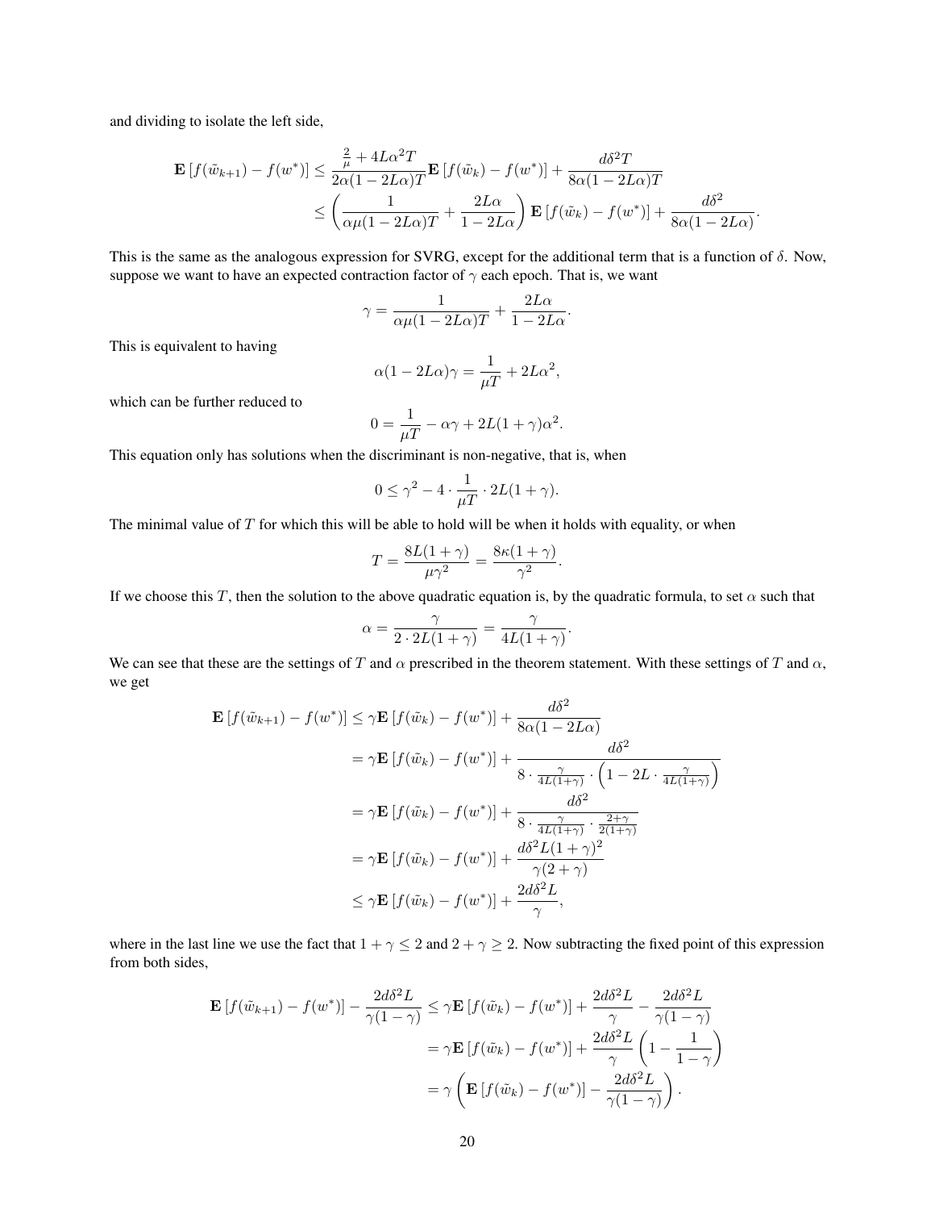and dividing to isolate the left side,

$$\mathbf{E}\left[f(\tilde{w}_{k+1}) - f(w^*)\right] \leq \frac{\frac{2}{\mu} + 4L\alpha^2 T}{2\alpha(1-2L\alpha)T}\mathbf{E}\left[f(\tilde{w}_k) - f(w^*)\right] + \frac{d\delta^2 T}{8\alpha(1-2L\alpha)T}$$
$$\leq \left(\frac{1}{\alpha\mu(1-2L\alpha)T} + \frac{2L\alpha}{1-2L\alpha}\right)\mathbf{E}\left[f(\tilde{w}_k) - f(w^*)\right] + \frac{d\delta^2}{8\alpha(1-2L\alpha)}.$$

This is the same as the analogous expression for SVRG, except for the additional term that is a function of $\delta$. Now, suppose we want to have an expected contraction factor of $\gamma$ each epoch. That is, we want

$$\gamma = \frac{1}{\alpha\mu(1-2L\alpha)T} + \frac{2L\alpha}{1-2L\alpha}.$$

This is equivalent to having

$$\alpha(1-2L\alpha)\gamma = \frac{1}{\mu T} + 2L\alpha^2,$$

which can be further reduced to

$$0 = \frac{1}{\mu T} - \alpha\gamma + 2L(1+\gamma)\alpha^2.$$

This equation only has solutions when the discriminant is non-negative, that is, when

$$0 \leq \gamma^2 - 4 \cdot \frac{1}{\mu T} \cdot 2L(1+\gamma).$$

The minimal value of $T$ for which this will be able to hold will be when it holds with equality, or when

$$T = \frac{8L(1+\gamma)}{\mu\gamma^2} = \frac{8\kappa(1+\gamma)}{\gamma^2}.$$

If we choose this $T$, then the solution to the above quadratic equation is, by the quadratic formula, to set $\alpha$ such that

$$\alpha = \frac{\gamma}{2 \cdot 2L(1+\gamma)} = \frac{\gamma}{4L(1+\gamma)}.$$

We can see that these are the settings of $T$ and $\alpha$ prescribed in the theorem statement. With these settings of $T$ and $\alpha$, we get

$$\mathbf{E}\left[f(\tilde{w}_{k+1}) - f(w^*)\right] \leq \gamma\mathbf{E}\left[f(\tilde{w}_k) - f(w^*)\right] + \frac{d\delta^2}{8\alpha(1-2L\alpha)}$$
$$= \gamma\mathbf{E}\left[f(\tilde{w}_k) - f(w^*)\right] + \frac{d\delta^2}{8 \cdot \frac{\gamma}{4L(1+\gamma)} \cdot \left(1 - 2L \cdot \frac{\gamma}{4L(1+\gamma)}\right)}$$
$$= \gamma\mathbf{E}\left[f(\tilde{w}_k) - f(w^*)\right] + \frac{d\delta^2}{8 \cdot \frac{\gamma}{4L(1+\gamma)} \cdot \frac{2+\gamma}{2(1+\gamma)}}$$
$$= \gamma\mathbf{E}\left[f(\tilde{w}_k) - f(w^*)\right] + \frac{d\delta^2 L(1+\gamma)^2}{\gamma(2+\gamma)}$$
$$\leq \gamma\mathbf{E}\left[f(\tilde{w}_k) - f(w^*)\right] + \frac{2d\delta^2 L}{\gamma},$$

where in the last line we use the fact that $1+\gamma \leq 2$ and $2+\gamma \geq 2$. Now subtracting the fixed point of this expression from both sides,

$$\mathbf{E}\left[f(\tilde{w}_{k+1}) - f(w^*)\right] - \frac{2d\delta^2 L}{\gamma(1-\gamma)} \leq \gamma\mathbf{E}\left[f(\tilde{w}_k) - f(w^*)\right] + \frac{2d\delta^2 L}{\gamma} - \frac{2d\delta^2 L}{\gamma(1-\gamma)}$$
$$= \gamma\mathbf{E}\left[f(\tilde{w}_k) - f(w^*)\right] + \frac{2d\delta^2 L}{\gamma}\left(1 - \frac{1}{1-\gamma}\right)$$
$$= \gamma\left(\mathbf{E}\left[f(\tilde{w}_k) - f(w^*)\right] - \frac{2d\delta^2 L}{\gamma(1-\gamma)}\right).$$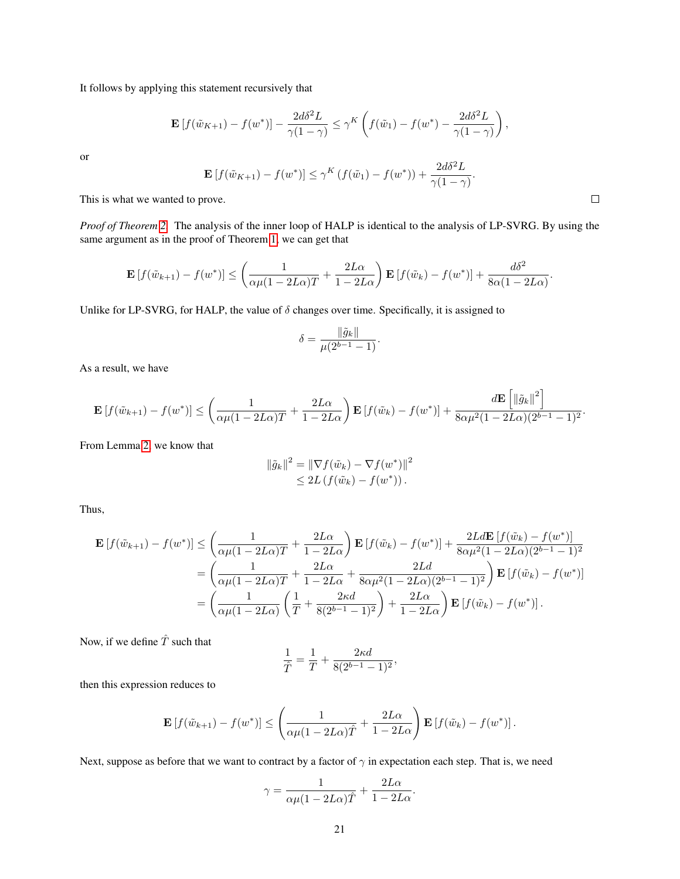It follows by applying this statement recursively that

$$\mathbf{E}\left[f(\tilde{w}_{K+1}) - f(w^*)\right] - \frac{2d\delta^2 L}{\gamma(1-\gamma)} \leq \gamma^K \left( f(\tilde{w}_1) - f(w^*) - \frac{2d\delta^2 L}{\gamma(1-\gamma)} \right),$$

or

$$\mathbf{E}\left[f(\tilde{w}_{K+1}) - f(w^*)\right] \leq \gamma^K \left( f(\tilde{w}_1) - f(w^*) \right) + \frac{2d\delta^2 L}{\gamma(1-\gamma)}.$$

This is what we wanted to prove. □

*Proof of Theorem 2.* The analysis of the inner loop of HALP is identical to the analysis of LP-SVRG. By using the same argument as in the proof of Theorem 1, we can get that

$$\mathbf{E}\left[f(\tilde{w}_{k+1}) - f(w^*)\right] \leq \left( \frac{1}{\alpha\mu(1-2L\alpha)T} + \frac{2L\alpha}{1-2L\alpha} \right) \mathbf{E}\left[f(\tilde{w}_k) - f(w^*)\right] + \frac{d\delta^2}{8\alpha(1-2L\alpha)}.$$

Unlike for LP-SVRG, for HALP, the value of $\delta$ changes over time. Specifically, it is assigned to

$$\delta = \frac{\|\tilde{g}_k\|}{\mu(2^{b-1}-1)}.$$

As a result, we have

$$\mathbf{E}\left[f(\tilde{w}_{k+1}) - f(w^*)\right] \leq \left( \frac{1}{\alpha\mu(1-2L\alpha)T} + \frac{2L\alpha}{1-2L\alpha} \right) \mathbf{E}\left[f(\tilde{w}_k) - f(w^*)\right] + \frac{d\mathbf{E}\left[\|\tilde{g}_k\|^2\right]}{8\alpha\mu^2(1-2L\alpha)(2^{b-1}-1)^2}.$$

From Lemma 2, we know that

$$\begin{aligned}
\|\tilde{g}_k\|^2 &= \|\nabla f(\tilde{w}_k) - \nabla f(w^*)\|^2 \\
&\leq 2L\left(f(\tilde{w}_k) - f(w^*)\right).
\end{aligned}$$

Thus,

$$\begin{aligned}
\mathbf{E}\left[f(\tilde{w}_{k+1}) - f(w^*)\right] &\leq \left( \frac{1}{\alpha\mu(1-2L\alpha)T} + \frac{2L\alpha}{1-2L\alpha} \right) \mathbf{E}\left[f(\tilde{w}_k) - f(w^*)\right] + \frac{2Ld\mathbf{E}\left[f(\tilde{w}_k) - f(w^*)\right]}{8\alpha\mu^2(1-2L\alpha)(2^{b-1}-1)^2} \\
&= \left( \frac{1}{\alpha\mu(1-2L\alpha)T} + \frac{2L\alpha}{1-2L\alpha} + \frac{2Ld}{8\alpha\mu^2(1-2L\alpha)(2^{b-1}-1)^2} \right) \mathbf{E}\left[f(\tilde{w}_k) - f(w^*)\right] \\
&= \left( \frac{1}{\alpha\mu(1-2L\alpha)} \left( \frac{1}{T} + \frac{2\kappa d}{8(2^{b-1}-1)^2} \right) + \frac{2L\alpha}{1-2L\alpha} \right) \mathbf{E}\left[f(\tilde{w}_k) - f(w^*)\right].
\end{aligned}$$

Now, if we define $\hat{T}$ such that

$$\frac{1}{\hat{T}} = \frac{1}{T} + \frac{2\kappa d}{8(2^{b-1}-1)^2},$$

then this expression reduces to

$$\mathbf{E}\left[f(\tilde{w}_{k+1}) - f(w^*)\right] \leq \left( \frac{1}{\alpha\mu(1-2L\alpha)\hat{T}} + \frac{2L\alpha}{1-2L\alpha} \right) \mathbf{E}\left[f(\tilde{w}_k) - f(w^*)\right].$$

Next, suppose as before that we want to contract by a factor of $\gamma$ in expectation each step. That is, we need

$$\gamma = \frac{1}{\alpha\mu(1-2L\alpha)\hat{T}} + \frac{2L\alpha}{1-2L\alpha}.$$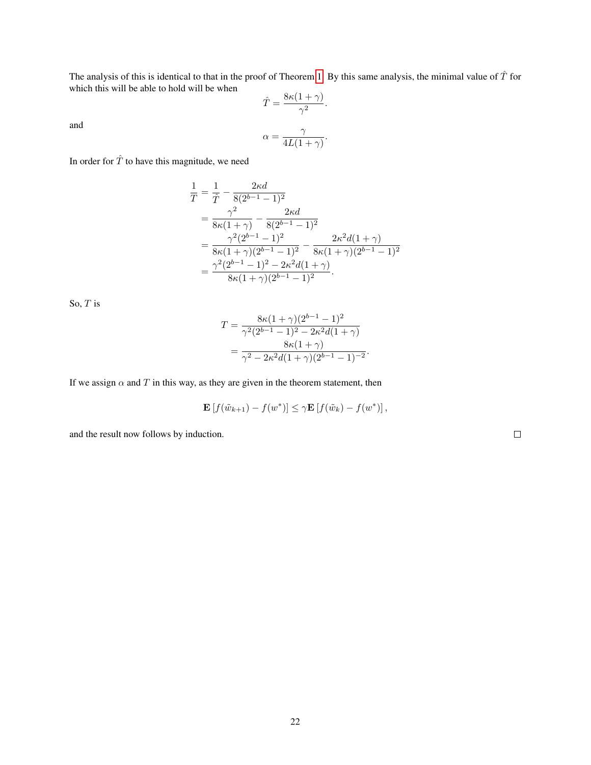The analysis of this is identical to that in the proof of Theorem 1. By this same analysis, the minimal value of $\hat{T}$ for which this will be able to hold will be when

$$\hat{T} = \frac{8\kappa(1+\gamma)}{\gamma^2}.$$

and

$$\alpha = \frac{\gamma}{4L(1+\gamma)}.$$

In order for $\hat{T}$ to have this magnitude, we need

$$\begin{aligned}
\frac{1}{T} &= \frac{1}{\hat{T}} - \frac{2\kappa d}{8(2^{b-1}-1)^2} \\
&= \frac{\gamma^2}{8\kappa(1+\gamma)} - \frac{2\kappa d}{8(2^{b-1}-1)^2} \\
&= \frac{\gamma^2(2^{b-1}-1)^2}{8\kappa(1+\gamma)(2^{b-1}-1)^2} - \frac{2\kappa^2 d(1+\gamma)}{8\kappa(1+\gamma)(2^{b-1}-1)^2} \\
&= \frac{\gamma^2(2^{b-1}-1)^2 - 2\kappa^2 d(1+\gamma)}{8\kappa(1+\gamma)(2^{b-1}-1)^2}.
\end{aligned}$$

So, $T$ is

$$\begin{aligned}
T &= \frac{8\kappa(1+\gamma)(2^{b-1}-1)^2}{\gamma^2(2^{b-1}-1)^2 - 2\kappa^2 d(1+\gamma)} \\
&= \frac{8\kappa(1+\gamma)}{\gamma^2 - 2\kappa^2 d(1+\gamma)(2^{b-1}-1)^{-2}}.
\end{aligned}$$

If we assign $\alpha$ and $T$ in this way, as they are given in the theorem statement, then

$$\mathbf{E}\left[f(\tilde{w}_{k+1}) - f(w^*)\right] \le \gamma \mathbf{E}\left[f(\tilde{w}_k) - f(w^*)\right],$$

and the result now follows by induction. $\square$